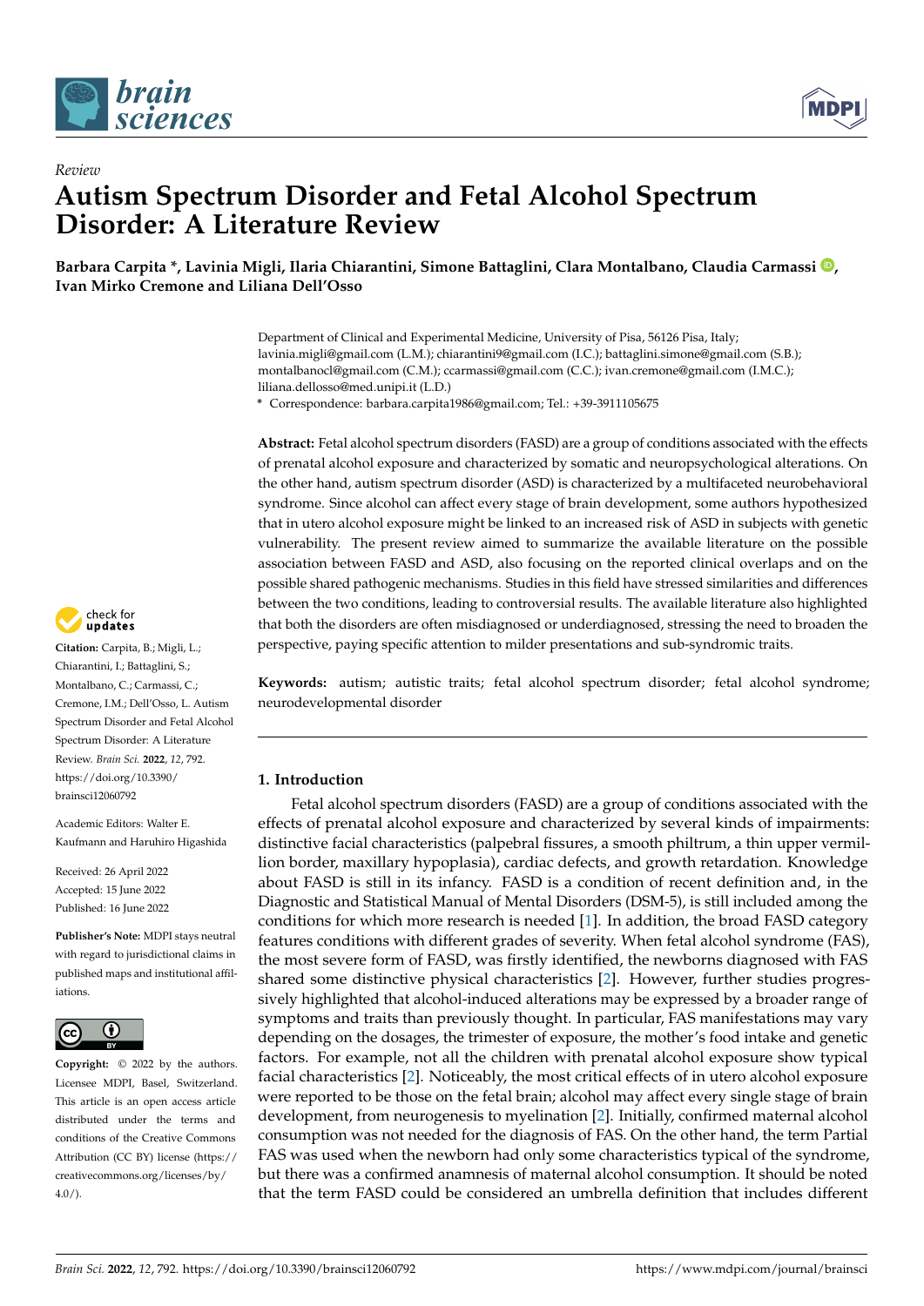*Review*

# Autism Spectrum Disorder and Fetal Alcohol Spectrum Disorder: A Literature Review

**Barbara Carpita \*, Lavinia Migli, Ilaria Chiarantini, Simone Battaglini, Clara Montalbano, Claudia Carmassi, Ivan Mirko Cremone and Liliana Dell'Osso**

Department of Clinical and Experimental Medicine, University of Pisa, 56126 Pisa, Italy; lavinia.migli@gmail.com (L.M.); chiarantini9@gmail.com (I.C.); battaglini.simone@gmail.com (S.B.); montalbanocl@gmail.com (C.M.); ccarmassi@gmail.com (C.C.); ivan.cremone@gmail.com (I.M.C.); liliana.dellosso@med.unipi.it (L.D.)

\* Correspondence: barbara.carpita1986@gmail.com; Tel.: +39-3911105675

**Abstract:** Fetal alcohol spectrum disorders (FASD) are a group of conditions associated with the effects of prenatal alcohol exposure and characterized by somatic and neuropsychological alterations. On the other hand, autism spectrum disorder (ASD) is characterized by a multifaceted neurobehavioral syndrome. Since alcohol can affect every stage of brain development, some authors hypothesized that in utero alcohol exposure might be linked to an increased risk of ASD in subjects with genetic vulnerability. The present review aimed to summarize the available literature on the possible association between FASD and ASD, also focusing on the reported clinical overlaps and on the possible shared pathogenic mechanisms. Studies in this field have stressed similarities and differences between the two conditions, leading to controversial results. The available literature also highlighted that both the disorders are often misdiagnosed or underdiagnosed, stressing the need to broaden the perspective, paying specific attention to milder presentations and sub-syndromic traits.

**Keywords:** autism; autistic traits; fetal alcohol spectrum disorder; fetal alcohol syndrome; neurodevelopmental disorder

**Citation:** Carpita, B.; Migli, L.; Chiarantini, I.; Battaglini, S.; Montalbano, C.; Carmassi, C.; Cremone, I.M.; Dell'Osso, L. Autism Spectrum Disorder and Fetal Alcohol Spectrum Disorder: A Literature Review. *Brain Sci.* **2022**, *12*, 792. https://doi.org/10.3390/brainsci12060792

Academic Editors: Walter E. Kaufmann and Haruhiro Higashida

Received: 26 April 2022
Accepted: 15 June 2022
Published: 16 June 2022

**Publisher's Note:** MDPI stays neutral with regard to jurisdictional claims in published maps and institutional affiliations.

**Copyright:** © 2022 by the authors. Licensee MDPI, Basel, Switzerland. This article is an open access article distributed under the terms and conditions of the Creative Commons Attribution (CC BY) license (https://creativecommons.org/licenses/by/4.0/).

## 1. Introduction

Fetal alcohol spectrum disorders (FASD) are a group of conditions associated with the effects of prenatal alcohol exposure and characterized by several kinds of impairments: distinctive facial characteristics (palpebral fissures, a smooth philtrum, a thin upper vermillion border, maxillary hypoplasia), cardiac defects, and growth retardation. Knowledge about FASD is still in its infancy. FASD is a condition of recent definition and, in the Diagnostic and Statistical Manual of Mental Disorders (DSM-5), is still included among the conditions for which more research is needed [1]. In addition, the broad FASD category features conditions with different grades of severity. When fetal alcohol syndrome (FAS), the most severe form of FASD, was firstly identified, the newborns diagnosed with FAS shared some distinctive physical characteristics [2]. However, further studies progressively highlighted that alcohol-induced alterations may be expressed by a broader range of symptoms and traits than previously thought. In particular, FAS manifestations may vary depending on the dosages, the trimester of exposure, the mother's food intake and genetic factors. For example, not all the children with prenatal alcohol exposure show typical facial characteristics [2]. Noticeably, the most critical effects of in utero alcohol exposure were reported to be those on the fetal brain; alcohol may affect every single stage of brain development, from neurogenesis to myelination [2]. Initially, confirmed maternal alcohol consumption was not needed for the diagnosis of FAS. On the other hand, the term Partial FAS was used when the newborn had only some characteristics typical of the syndrome, but there was a confirmed anamnesis of maternal alcohol consumption. It should be noted that the term FASD could be considered an umbrella definition that includes different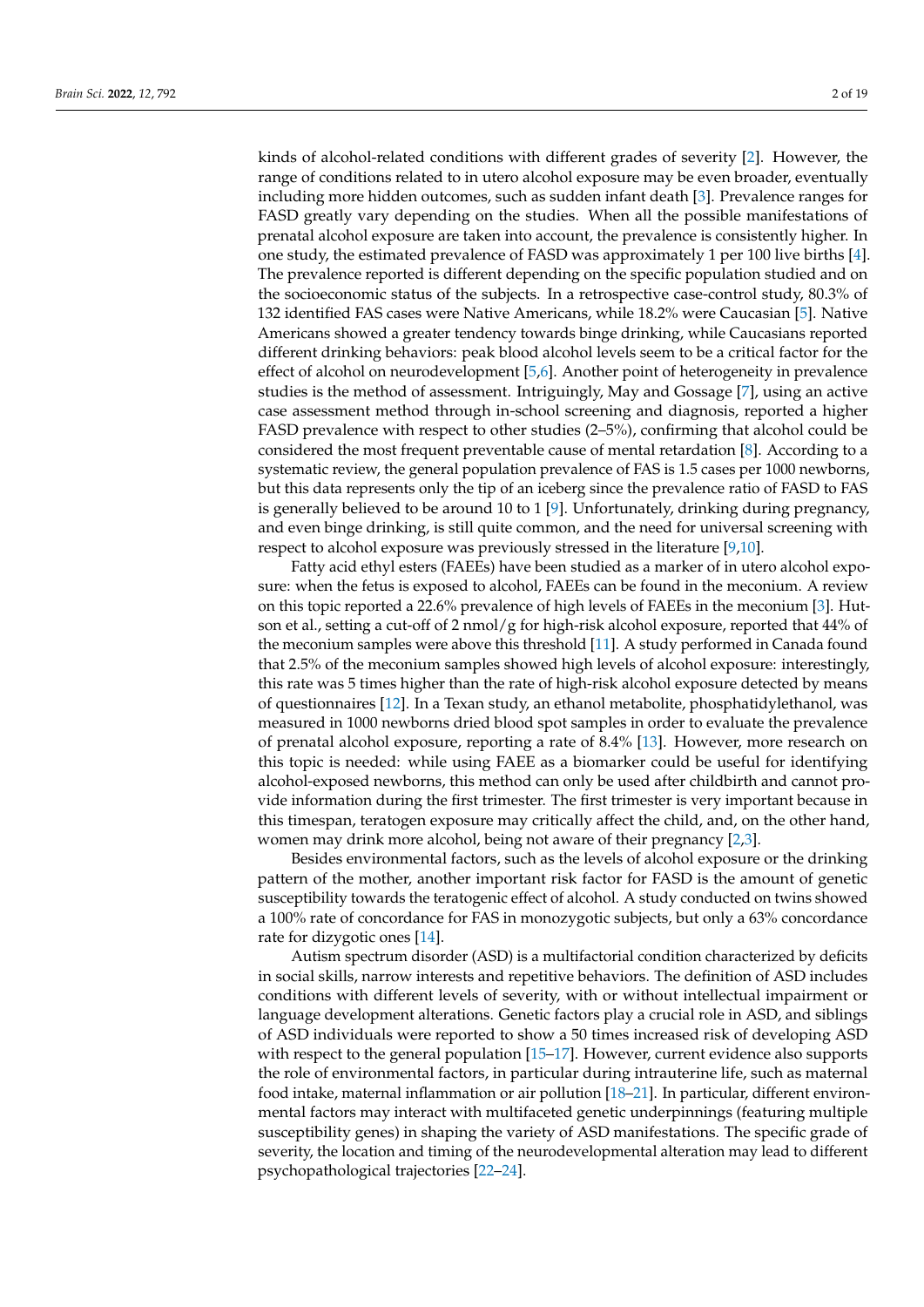kinds of alcohol-related conditions with different grades of severity [2]. However, the range of conditions related to in utero alcohol exposure may be even broader, eventually including more hidden outcomes, such as sudden infant death [3]. Prevalence ranges for FASD greatly vary depending on the studies. When all the possible manifestations of prenatal alcohol exposure are taken into account, the prevalence is consistently higher. In one study, the estimated prevalence of FASD was approximately 1 per 100 live births [4]. The prevalence reported is different depending on the specific population studied and on the socioeconomic status of the subjects. In a retrospective case-control study, 80.3% of 132 identified FAS cases were Native Americans, while 18.2% were Caucasian [5]. Native Americans showed a greater tendency towards binge drinking, while Caucasians reported different drinking behaviors: peak blood alcohol levels seem to be a critical factor for the effect of alcohol on neurodevelopment [5,6]. Another point of heterogeneity in prevalence studies is the method of assessment. Intriguingly, May and Gossage [7], using an active case assessment method through in-school screening and diagnosis, reported a higher FASD prevalence with respect to other studies (2–5%), confirming that alcohol could be considered the most frequent preventable cause of mental retardation [8]. According to a systematic review, the general population prevalence of FAS is 1.5 cases per 1000 newborns, but this data represents only the tip of an iceberg since the prevalence ratio of FASD to FAS is generally believed to be around 10 to 1 [9]. Unfortunately, drinking during pregnancy, and even binge drinking, is still quite common, and the need for universal screening with respect to alcohol exposure was previously stressed in the literature [9,10].

Fatty acid ethyl esters (FAEEs) have been studied as a marker of in utero alcohol exposure: when the fetus is exposed to alcohol, FAEEs can be found in the meconium. A review on this topic reported a 22.6% prevalence of high levels of FAEEs in the meconium [3]. Hutson et al., setting a cut-off of 2 nmol/g for high-risk alcohol exposure, reported that 44% of the meconium samples were above this threshold [11]. A study performed in Canada found that 2.5% of the meconium samples showed high levels of alcohol exposure: interestingly, this rate was 5 times higher than the rate of high-risk alcohol exposure detected by means of questionnaires [12]. In a Texan study, an ethanol metabolite, phosphatidylethanol, was measured in 1000 newborns dried blood spot samples in order to evaluate the prevalence of prenatal alcohol exposure, reporting a rate of 8.4% [13]. However, more research on this topic is needed: while using FAEE as a biomarker could be useful for identifying alcohol-exposed newborns, this method can only be used after childbirth and cannot provide information during the first trimester. The first trimester is very important because in this timespan, teratogen exposure may critically affect the child, and, on the other hand, women may drink more alcohol, being not aware of their pregnancy [2,3].

Besides environmental factors, such as the levels of alcohol exposure or the drinking pattern of the mother, another important risk factor for FASD is the amount of genetic susceptibility towards the teratogenic effect of alcohol. A study conducted on twins showed a 100% rate of concordance for FAS in monozygotic subjects, but only a 63% concordance rate for dizygotic ones [14].

Autism spectrum disorder (ASD) is a multifactorial condition characterized by deficits in social skills, narrow interests and repetitive behaviors. The definition of ASD includes conditions with different levels of severity, with or without intellectual impairment or language development alterations. Genetic factors play a crucial role in ASD, and siblings of ASD individuals were reported to show a 50 times increased risk of developing ASD with respect to the general population [15–17]. However, current evidence also supports the role of environmental factors, in particular during intrauterine life, such as maternal food intake, maternal inflammation or air pollution [18–21]. In particular, different environmental factors may interact with multifaceted genetic underpinnings (featuring multiple susceptibility genes) in shaping the variety of ASD manifestations. The specific grade of severity, the location and timing of the neurodevelopmental alteration may lead to different psychopathological trajectories [22–24].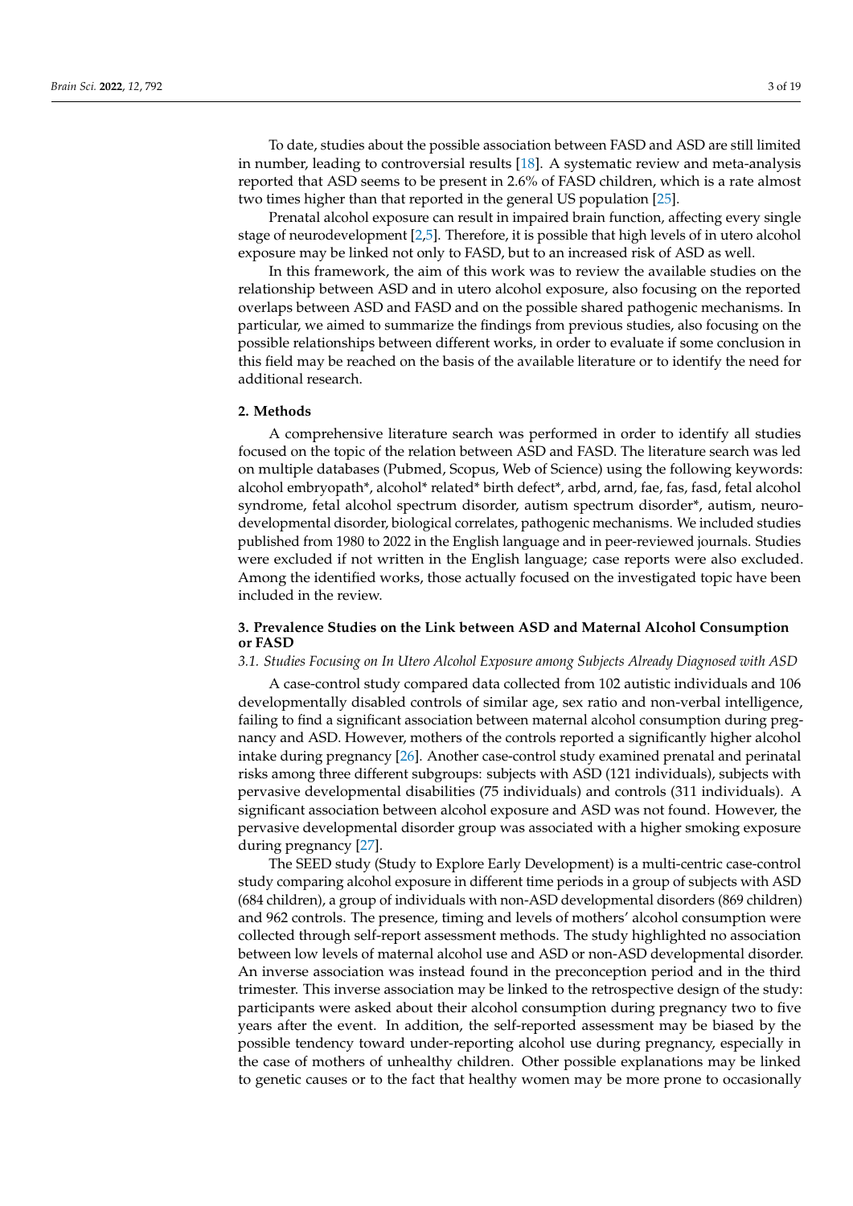To date, studies about the possible association between FASD and ASD are still limited in number, leading to controversial results [18]. A systematic review and meta-analysis reported that ASD seems to be present in 2.6% of FASD children, which is a rate almost two times higher than that reported in the general US population [25].

Prenatal alcohol exposure can result in impaired brain function, affecting every single stage of neurodevelopment [2,5]. Therefore, it is possible that high levels of in utero alcohol exposure may be linked not only to FASD, but to an increased risk of ASD as well.

In this framework, the aim of this work was to review the available studies on the relationship between ASD and in utero alcohol exposure, also focusing on the reported overlaps between ASD and FASD and on the possible shared pathogenic mechanisms. In particular, we aimed to summarize the findings from previous studies, also focusing on the possible relationships between different works, in order to evaluate if some conclusion in this field may be reached on the basis of the available literature or to identify the need for additional research.

## 2. Methods

A comprehensive literature search was performed in order to identify all studies focused on the topic of the relation between ASD and FASD. The literature search was led on multiple databases (Pubmed, Scopus, Web of Science) using the following keywords: alcohol embryopath*, alcohol* related* birth defect*, arbd, arnd, fae, fas, fasd, fetal alcohol syndrome, fetal alcohol spectrum disorder, autism spectrum disorder*, autism, neurodevelopmental disorder, biological correlates, pathogenic mechanisms. We included studies published from 1980 to 2022 in the English language and in peer-reviewed journals. Studies were excluded if not written in the English language; case reports were also excluded. Among the identified works, those actually focused on the investigated topic have been included in the review.

## 3. Prevalence Studies on the Link between ASD and Maternal Alcohol Consumption or FASD

### 3.1. Studies Focusing on In Utero Alcohol Exposure among Subjects Already Diagnosed with ASD

A case-control study compared data collected from 102 autistic individuals and 106 developmentally disabled controls of similar age, sex ratio and non-verbal intelligence, failing to find a significant association between maternal alcohol consumption during pregnancy and ASD. However, mothers of the controls reported a significantly higher alcohol intake during pregnancy [26]. Another case-control study examined prenatal and perinatal risks among three different subgroups: subjects with ASD (121 individuals), subjects with pervasive developmental disabilities (75 individuals) and controls (311 individuals). A significant association between alcohol exposure and ASD was not found. However, the pervasive developmental disorder group was associated with a higher smoking exposure during pregnancy [27].

The SEED study (Study to Explore Early Development) is a multi-centric case-control study comparing alcohol exposure in different time periods in a group of subjects with ASD (684 children), a group of individuals with non-ASD developmental disorders (869 children) and 962 controls. The presence, timing and levels of mothers' alcohol consumption were collected through self-report assessment methods. The study highlighted no association between low levels of maternal alcohol use and ASD or non-ASD developmental disorder. An inverse association was instead found in the preconception period and in the third trimester. This inverse association may be linked to the retrospective design of the study: participants were asked about their alcohol consumption during pregnancy two to five years after the event. In addition, the self-reported assessment may be biased by the possible tendency toward under-reporting alcohol use during pregnancy, especially in the case of mothers of unhealthy children. Other possible explanations may be linked to genetic causes or to the fact that healthy women may be more prone to occasionally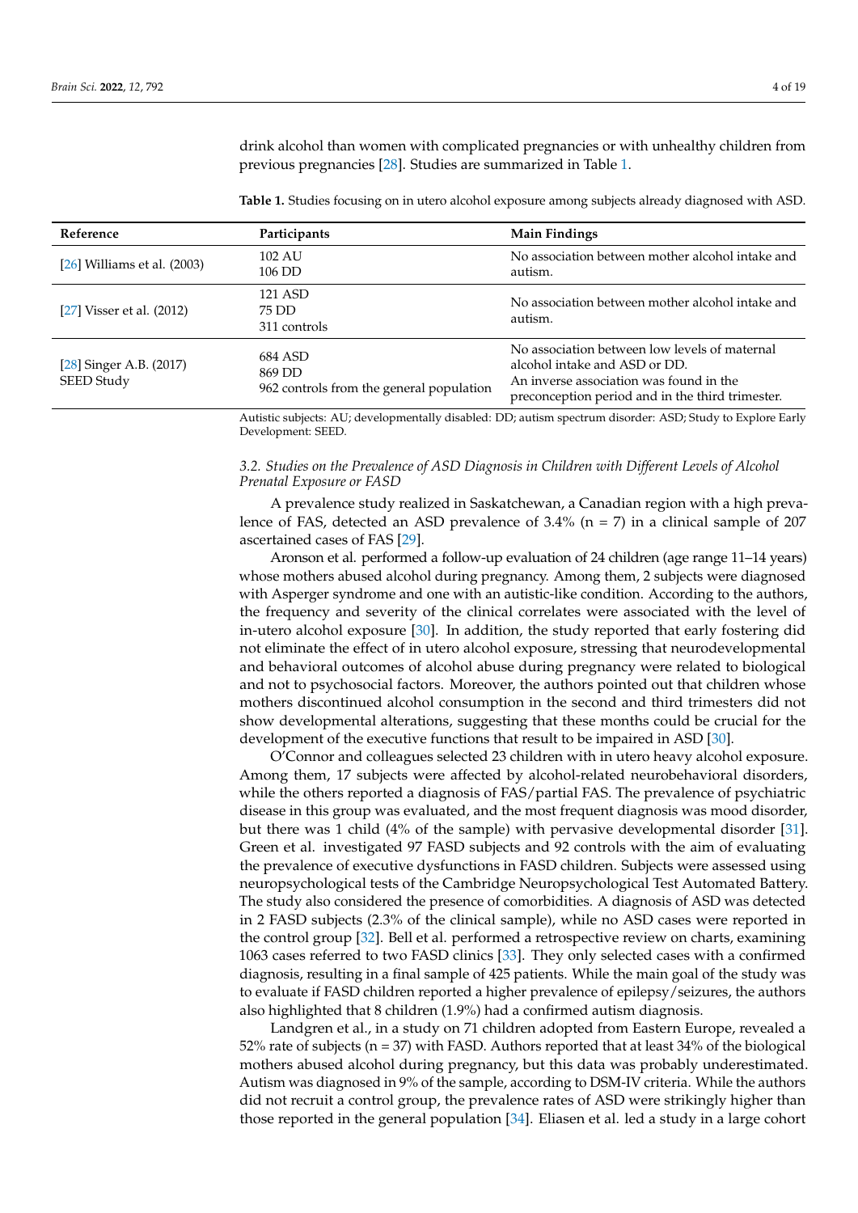drink alcohol than women with complicated pregnancies or with unhealthy children from previous pregnancies [28]. Studies are summarized in Table 1.

**Table 1.** Studies focusing on in utero alcohol exposure among subjects already diagnosed with ASD.

| Reference | Participants | Main Findings |
|---|---|---|
| [26] Williams et al. (2003) | 102 AU<br>106 DD | No association between mother alcohol intake and autism. |
| [27] Visser et al. (2012) | 121 ASD<br>75 DD<br>311 controls | No association between mother alcohol intake and autism. |
| [28] Singer A.B. (2017)<br>SEED Study | 684 ASD<br>869 DD<br>962 controls from the general population | No association between low levels of maternal alcohol intake and ASD or DD.<br>An inverse association was found in the preconception period and in the third trimester. |

Autistic subjects: AU; developmentally disabled: DD; autism spectrum disorder: ASD; Study to Explore Early Development: SEED.

### *3.2. Studies on the Prevalence of ASD Diagnosis in Children with Different Levels of Alcohol Prenatal Exposure or FASD*

A prevalence study realized in Saskatchewan, a Canadian region with a high prevalence of FAS, detected an ASD prevalence of 3.4% (n = 7) in a clinical sample of 207 ascertained cases of FAS [29].

Aronson et al. performed a follow-up evaluation of 24 children (age range 11–14 years) whose mothers abused alcohol during pregnancy. Among them, 2 subjects were diagnosed with Asperger syndrome and one with an autistic-like condition. According to the authors, the frequency and severity of the clinical correlates were associated with the level of in-utero alcohol exposure [30]. In addition, the study reported that early fostering did not eliminate the effect of in utero alcohol exposure, stressing that neurodevelopmental and behavioral outcomes of alcohol abuse during pregnancy were related to biological and not to psychosocial factors. Moreover, the authors pointed out that children whose mothers discontinued alcohol consumption in the second and third trimesters did not show developmental alterations, suggesting that these months could be crucial for the development of the executive functions that result to be impaired in ASD [30].

O'Connor and colleagues selected 23 children with in utero heavy alcohol exposure. Among them, 17 subjects were affected by alcohol-related neurobehavioral disorders, while the others reported a diagnosis of FAS/partial FAS. The prevalence of psychiatric disease in this group was evaluated, and the most frequent diagnosis was mood disorder, but there was 1 child (4% of the sample) with pervasive developmental disorder [31]. Green et al. investigated 97 FASD subjects and 92 controls with the aim of evaluating the prevalence of executive dysfunctions in FASD children. Subjects were assessed using neuropsychological tests of the Cambridge Neuropsychological Test Automated Battery. The study also considered the presence of comorbidities. A diagnosis of ASD was detected in 2 FASD subjects (2.3% of the clinical sample), while no ASD cases were reported in the control group [32]. Bell et al. performed a retrospective review on charts, examining 1063 cases referred to two FASD clinics [33]. They only selected cases with a confirmed diagnosis, resulting in a final sample of 425 patients. While the main goal of the study was to evaluate if FASD children reported a higher prevalence of epilepsy/seizures, the authors also highlighted that 8 children (1.9%) had a confirmed autism diagnosis.

Landgren et al., in a study on 71 children adopted from Eastern Europe, revealed a 52% rate of subjects (n = 37) with FASD. Authors reported that at least 34% of the biological mothers abused alcohol during pregnancy, but this data was probably underestimated. Autism was diagnosed in 9% of the sample, according to DSM-IV criteria. While the authors did not recruit a control group, the prevalence rates of ASD were strikingly higher than those reported in the general population [34]. Eliasen et al. led a study in a large cohort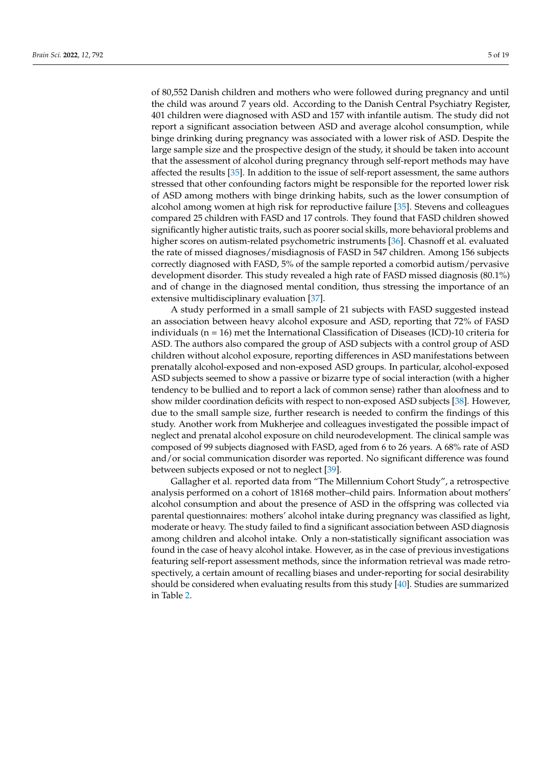of 80,552 Danish children and mothers who were followed during pregnancy and until the child was around 7 years old. According to the Danish Central Psychiatry Register, 401 children were diagnosed with ASD and 157 with infantile autism. The study did not report a significant association between ASD and average alcohol consumption, while binge drinking during pregnancy was associated with a lower risk of ASD. Despite the large sample size and the prospective design of the study, it should be taken into account that the assessment of alcohol during pregnancy through self-report methods may have affected the results [35]. In addition to the issue of self-report assessment, the same authors stressed that other confounding factors might be responsible for the reported lower risk of ASD among mothers with binge drinking habits, such as the lower consumption of alcohol among women at high risk for reproductive failure [35]. Stevens and colleagues compared 25 children with FASD and 17 controls. They found that FASD children showed significantly higher autistic traits, such as poorer social skills, more behavioral problems and higher scores on autism-related psychometric instruments [36]. Chasnoff et al. evaluated the rate of missed diagnoses/misdiagnosis of FASD in 547 children. Among 156 subjects correctly diagnosed with FASD, 5% of the sample reported a comorbid autism/pervasive development disorder. This study revealed a high rate of FASD missed diagnosis (80.1%) and of change in the diagnosed mental condition, thus stressing the importance of an extensive multidisciplinary evaluation [37].

A study performed in a small sample of 21 subjects with FASD suggested instead an association between heavy alcohol exposure and ASD, reporting that 72% of FASD individuals (n = 16) met the International Classification of Diseases (ICD)-10 criteria for ASD. The authors also compared the group of ASD subjects with a control group of ASD children without alcohol exposure, reporting differences in ASD manifestations between prenatally alcohol-exposed and non-exposed ASD groups. In particular, alcohol-exposed ASD subjects seemed to show a passive or bizarre type of social interaction (with a higher tendency to be bullied and to report a lack of common sense) rather than aloofness and to show milder coordination deficits with respect to non-exposed ASD subjects [38]. However, due to the small sample size, further research is needed to confirm the findings of this study. Another work from Mukherjee and colleagues investigated the possible impact of neglect and prenatal alcohol exposure on child neurodevelopment. The clinical sample was composed of 99 subjects diagnosed with FASD, aged from 6 to 26 years. A 68% rate of ASD and/or social communication disorder was reported. No significant difference was found between subjects exposed or not to neglect [39].

Gallagher et al. reported data from "The Millennium Cohort Study", a retrospective analysis performed on a cohort of 18168 mother–child pairs. Information about mothers' alcohol consumption and about the presence of ASD in the offspring was collected via parental questionnaires: mothers' alcohol intake during pregnancy was classified as light, moderate or heavy. The study failed to find a significant association between ASD diagnosis among children and alcohol intake. Only a non-statistically significant association was found in the case of heavy alcohol intake. However, as in the case of previous investigations featuring self-report assessment methods, since the information retrieval was made retrospectively, a certain amount of recalling biases and under-reporting for social desirability should be considered when evaluating results from this study [40]. Studies are summarized in Table 2.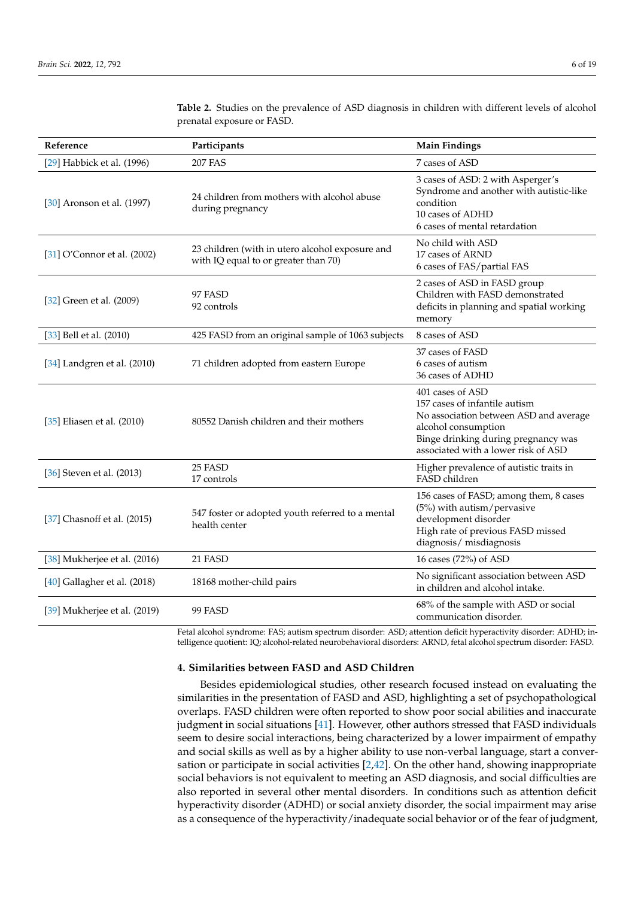**Table 2.** Studies on the prevalence of ASD diagnosis in children with different levels of alcohol prenatal exposure or FASD.

| Reference | Participants | Main Findings |
| --- | --- | --- |
| [29] Habbick et al. (1996) | 207 FAS | 7 cases of ASD |
| [30] Aronson et al. (1997) | 24 children from mothers with alcohol abuse during pregnancy | 3 cases of ASD: 2 with Asperger's Syndrome and another with autistic-like condition<br>10 cases of ADHD<br>6 cases of mental retardation |
| [31] O'Connor et al. (2002) | 23 children (with in utero alcohol exposure and with IQ equal to or greater than 70) | No child with ASD<br>17 cases of ARND<br>6 cases of FAS/partial FAS |
| [32] Green et al. (2009) | 97 FASD<br>92 controls | 2 cases of ASD in FASD group<br>Children with FASD demonstrated deficits in planning and spatial working memory |
| [33] Bell et al. (2010) | 425 FASD from an original sample of 1063 subjects | 8 cases of ASD |
| [34] Landgren et al. (2010) | 71 children adopted from eastern Europe | 37 cases of FASD<br>6 cases of autism<br>36 cases of ADHD |
| [35] Eliasen et al. (2010) | 80552 Danish children and their mothers | 401 cases of ASD<br>157 cases of infantile autism<br>No association between ASD and average alcohol consumption<br>Binge drinking during pregnancy was associated with a lower risk of ASD |
| [36] Steven et al. (2013) | 25 FASD<br>17 controls | Higher prevalence of autistic traits in FASD children |
| [37] Chasnoff et al. (2015) | 547 foster or adopted youth referred to a mental health center | 156 cases of FASD; among them, 8 cases (5%) with autism/pervasive development disorder<br>High rate of previous FASD missed diagnosis/ misdiagnosis |
| [38] Mukherjee et al. (2016) | 21 FASD | 16 cases (72%) of ASD |
| [40] Gallagher et al. (2018) | 18168 mother-child pairs | No significant association between ASD in children and alcohol intake. |
| [39] Mukherjee et al. (2019) | 99 FASD | 68% of the sample with ASD or social communication disorder. |

Fetal alcohol syndrome: FAS; autism spectrum disorder: ASD; attention deficit hyperactivity disorder: ADHD; intelligence quotient: IQ; alcohol-related neurobehavioral disorders: ARND, fetal alcohol spectrum disorder: FASD.

## 4. Similarities between FASD and ASD Children

Besides epidemiological studies, other research focused instead on evaluating the similarities in the presentation of FASD and ASD, highlighting a set of psychopathological overlaps. FASD children were often reported to show poor social abilities and inaccurate judgment in social situations [41]. However, other authors stressed that FASD individuals seem to desire social interactions, being characterized by a lower impairment of empathy and social skills as well as by a higher ability to use non-verbal language, start a conversation or participate in social activities [2,42]. On the other hand, showing inappropriate social behaviors is not equivalent to meeting an ASD diagnosis, and social difficulties are also reported in several other mental disorders. In conditions such as attention deficit hyperactivity disorder (ADHD) or social anxiety disorder, the social impairment may arise as a consequence of the hyperactivity/inadequate social behavior or of the fear of judgment,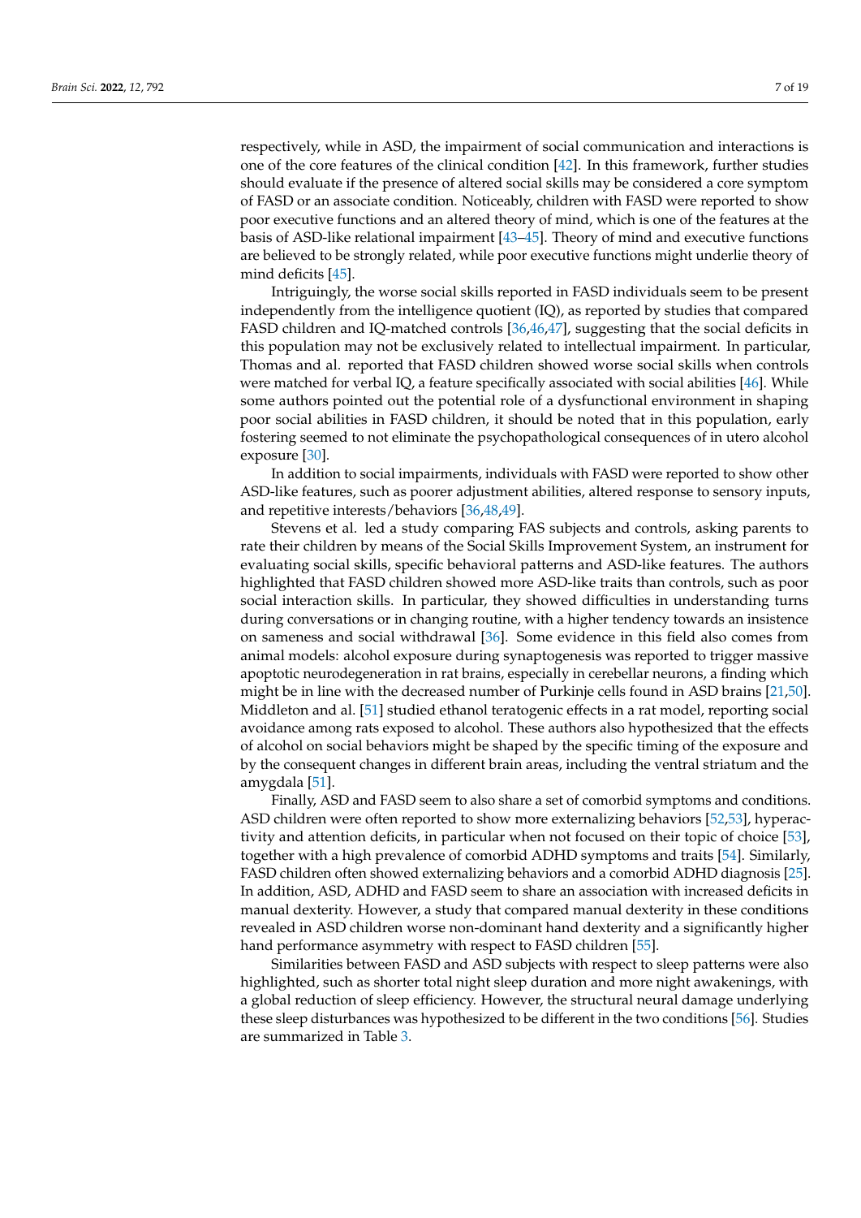respectively, while in ASD, the impairment of social communication and interactions is one of the core features of the clinical condition [42]. In this framework, further studies should evaluate if the presence of altered social skills may be considered a core symptom of FASD or an associate condition. Noticeably, children with FASD were reported to show poor executive functions and an altered theory of mind, which is one of the features at the basis of ASD-like relational impairment [43–45]. Theory of mind and executive functions are believed to be strongly related, while poor executive functions might underlie theory of mind deficits [45].

Intriguingly, the worse social skills reported in FASD individuals seem to be present independently from the intelligence quotient (IQ), as reported by studies that compared FASD children and IQ-matched controls [36,46,47], suggesting that the social deficits in this population may not be exclusively related to intellectual impairment. In particular, Thomas and al. reported that FASD children showed worse social skills when controls were matched for verbal IQ, a feature specifically associated with social abilities [46]. While some authors pointed out the potential role of a dysfunctional environment in shaping poor social abilities in FASD children, it should be noted that in this population, early fostering seemed to not eliminate the psychopathological consequences of in utero alcohol exposure [30].

In addition to social impairments, individuals with FASD were reported to show other ASD-like features, such as poorer adjustment abilities, altered response to sensory inputs, and repetitive interests/behaviors [36,48,49].

Stevens et al. led a study comparing FAS subjects and controls, asking parents to rate their children by means of the Social Skills Improvement System, an instrument for evaluating social skills, specific behavioral patterns and ASD-like features. The authors highlighted that FASD children showed more ASD-like traits than controls, such as poor social interaction skills. In particular, they showed difficulties in understanding turns during conversations or in changing routine, with a higher tendency towards an insistence on sameness and social withdrawal [36]. Some evidence in this field also comes from animal models: alcohol exposure during synaptogenesis was reported to trigger massive apoptotic neurodegeneration in rat brains, especially in cerebellar neurons, a finding which might be in line with the decreased number of Purkinje cells found in ASD brains [21,50]. Middleton and al. [51] studied ethanol teratogenic effects in a rat model, reporting social avoidance among rats exposed to alcohol. These authors also hypothesized that the effects of alcohol on social behaviors might be shaped by the specific timing of the exposure and by the consequent changes in different brain areas, including the ventral striatum and the amygdala [51].

Finally, ASD and FASD seem to also share a set of comorbid symptoms and conditions. ASD children were often reported to show more externalizing behaviors [52,53], hyperactivity and attention deficits, in particular when not focused on their topic of choice [53], together with a high prevalence of comorbid ADHD symptoms and traits [54]. Similarly, FASD children often showed externalizing behaviors and a comorbid ADHD diagnosis [25]. In addition, ASD, ADHD and FASD seem to share an association with increased deficits in manual dexterity. However, a study that compared manual dexterity in these conditions revealed in ASD children worse non-dominant hand dexterity and a significantly higher hand performance asymmetry with respect to FASD children [55].

Similarities between FASD and ASD subjects with respect to sleep patterns were also highlighted, such as shorter total night sleep duration and more night awakenings, with a global reduction of sleep efficiency. However, the structural neural damage underlying these sleep disturbances was hypothesized to be different in the two conditions [56]. Studies are summarized in Table 3.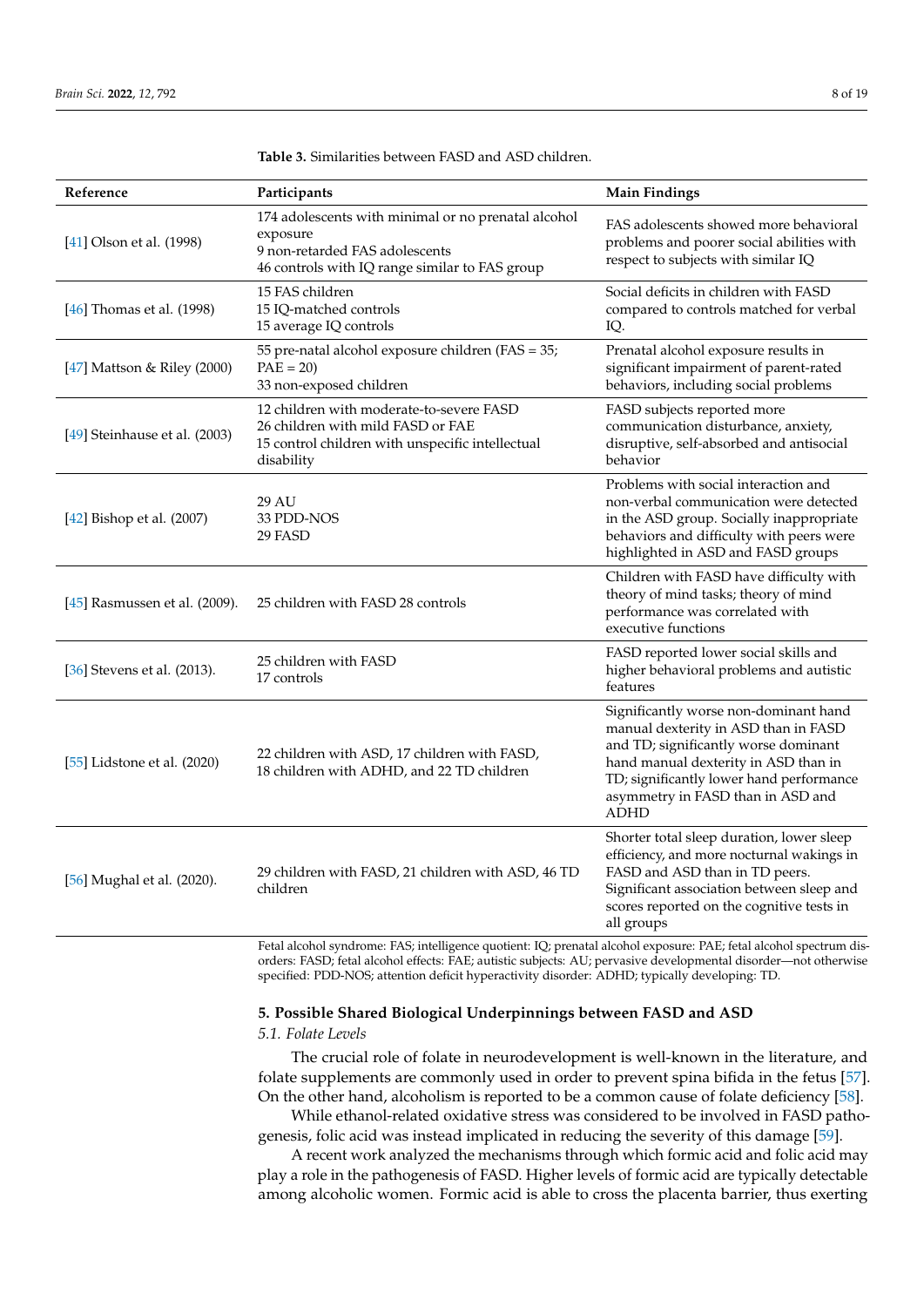**Table 3.** Similarities between FASD and ASD children.

| Reference | Participants | Main Findings |
|---|---|---|
| [41] Olson et al. (1998) | 174 adolescents with minimal or no prenatal alcohol exposure<br>9 non-retarded FAS adolescents<br>46 controls with IQ range similar to FAS group | FAS adolescents showed more behavioral problems and poorer social abilities with respect to subjects with similar IQ |
| [46] Thomas et al. (1998) | 15 FAS children<br>15 IQ-matched controls<br>15 average IQ controls | Social deficits in children with FASD compared to controls matched for verbal IQ. |
| [47] Mattson & Riley (2000) | 55 pre-natal alcohol exposure children (FAS = 35; PAE = 20)<br>33 non-exposed children | Prenatal alcohol exposure results in significant impairment of parent-rated behaviors, including social problems |
| [49] Steinhause et al. (2003) | 12 children with moderate-to-severe FASD<br>26 children with mild FASD or FAE<br>15 control children with unspecific intellectual disability | FASD subjects reported more communication disturbance, anxiety, disruptive, self-absorbed and antisocial behavior |
| [42] Bishop et al. (2007) | 29 AU<br>33 PDD-NOS<br>29 FASD | Problems with social interaction and non-verbal communication were detected in the ASD group. Socially inappropriate behaviors and difficulty with peers were highlighted in ASD and FASD groups |
| [45] Rasmussen et al. (2009). | 25 children with FASD 28 controls | Children with FASD have difficulty with theory of mind tasks; theory of mind performance was correlated with executive functions |
| [36] Stevens et al. (2013). | 25 children with FASD<br>17 controls | FASD reported lower social skills and higher behavioral problems and autistic features |
| [55] Lidstone et al. (2020) | 22 children with ASD, 17 children with FASD, 18 children with ADHD, and 22 TD children | Significantly worse non-dominant hand manual dexterity in ASD than in FASD and TD; significantly worse dominant hand manual dexterity in ASD than in TD; significantly lower hand performance asymmetry in FASD than in ASD and ADHD |
| [56] Mughal et al. (2020). | 29 children with FASD, 21 children with ASD, 46 TD children | Shorter total sleep duration, lower sleep efficiency, and more nocturnal wakings in FASD and ASD than in TD peers. Significant association between sleep and scores reported on the cognitive tests in all groups |

Fetal alcohol syndrome: FAS; intelligence quotient: IQ; prenatal alcohol exposure: PAE; fetal alcohol spectrum disorders: FASD; fetal alcohol effects: FAE; autistic subjects: AU; pervasive developmental disorder—not otherwise specified: PDD-NOS; attention deficit hyperactivity disorder: ADHD; typically developing: TD.

## 5. Possible Shared Biological Underpinnings between FASD and ASD

### *5.1. Folate Levels*

The crucial role of folate in neurodevelopment is well-known in the literature, and folate supplements are commonly used in order to prevent spina bifida in the fetus [57]. On the other hand, alcoholism is reported to be a common cause of folate deficiency [58].

While ethanol-related oxidative stress was considered to be involved in FASD pathogenesis, folic acid was instead implicated in reducing the severity of this damage [59].

A recent work analyzed the mechanisms through which formic acid and folic acid may play a role in the pathogenesis of FASD. Higher levels of formic acid are typically detectable among alcoholic women. Formic acid is able to cross the placenta barrier, thus exerting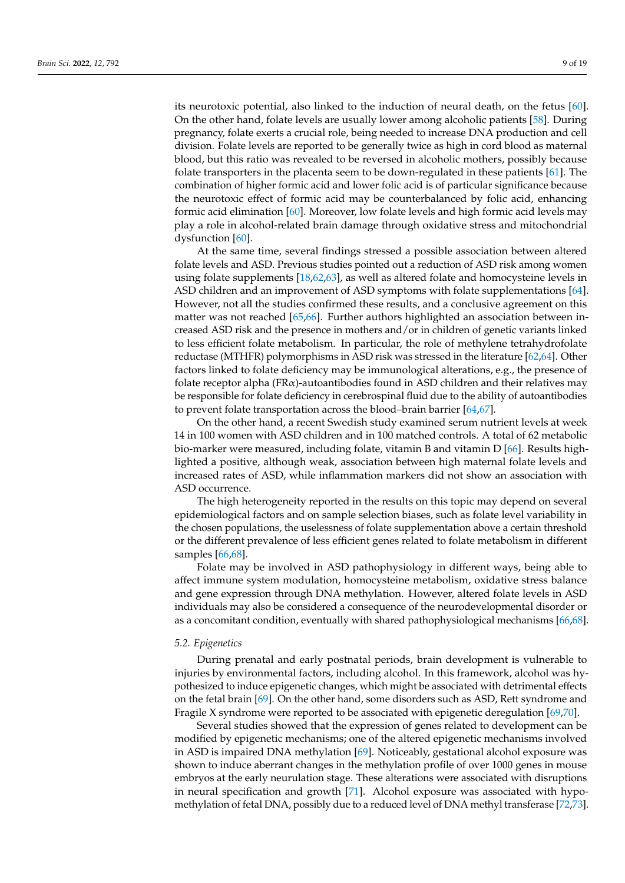its neurotoxic potential, also linked to the induction of neural death, on the fetus [60]. On the other hand, folate levels are usually lower among alcoholic patients [58]. During pregnancy, folate exerts a crucial role, being needed to increase DNA production and cell division. Folate levels are reported to be generally twice as high in cord blood as maternal blood, but this ratio was revealed to be reversed in alcoholic mothers, possibly because folate transporters in the placenta seem to be down-regulated in these patients [61]. The combination of higher formic acid and lower folic acid is of particular significance because the neurotoxic effect of formic acid may be counterbalanced by folic acid, enhancing formic acid elimination [60]. Moreover, low folate levels and high formic acid levels may play a role in alcohol-related brain damage through oxidative stress and mitochondrial dysfunction [60].

At the same time, several findings stressed a possible association between altered folate levels and ASD. Previous studies pointed out a reduction of ASD risk among women using folate supplements [18,62,63], as well as altered folate and homocysteine levels in ASD children and an improvement of ASD symptoms with folate supplementations [64]. However, not all the studies confirmed these results, and a conclusive agreement on this matter was not reached [65,66]. Further authors highlighted an association between increased ASD risk and the presence in mothers and/or in children of genetic variants linked to less efficient folate metabolism. In particular, the role of methylene tetrahydrofolate reductase (MTHFR) polymorphisms in ASD risk was stressed in the literature [62,64]. Other factors linked to folate deficiency may be immunological alterations, e.g., the presence of folate receptor alpha (FRα)-autoantibodies found in ASD children and their relatives may be responsible for folate deficiency in cerebrospinal fluid due to the ability of autoantibodies to prevent folate transportation across the blood–brain barrier [64,67].

On the other hand, a recent Swedish study examined serum nutrient levels at week 14 in 100 women with ASD children and in 100 matched controls. A total of 62 metabolic bio-marker were measured, including folate, vitamin B and vitamin D [66]. Results highlighted a positive, although weak, association between high maternal folate levels and increased rates of ASD, while inflammation markers did not show an association with ASD occurrence.

The high heterogeneity reported in the results on this topic may depend on several epidemiological factors and on sample selection biases, such as folate level variability in the chosen populations, the uselessness of folate supplementation above a certain threshold or the different prevalence of less efficient genes related to folate metabolism in different samples [66,68].

Folate may be involved in ASD pathophysiology in different ways, being able to affect immune system modulation, homocysteine metabolism, oxidative stress balance and gene expression through DNA methylation. However, altered folate levels in ASD individuals may also be considered a consequence of the neurodevelopmental disorder or as a concomitant condition, eventually with shared pathophysiological mechanisms [66,68].

### 5.2. Epigenetics

During prenatal and early postnatal periods, brain development is vulnerable to injuries by environmental factors, including alcohol. In this framework, alcohol was hypothesized to induce epigenetic changes, which might be associated with detrimental effects on the fetal brain [69]. On the other hand, some disorders such as ASD, Rett syndrome and Fragile X syndrome were reported to be associated with epigenetic deregulation [69,70].

Several studies showed that the expression of genes related to development can be modified by epigenetic mechanisms; one of the altered epigenetic mechanisms involved in ASD is impaired DNA methylation [69]. Noticeably, gestational alcohol exposure was shown to induce aberrant changes in the methylation profile of over 1000 genes in mouse embryos at the early neurulation stage. These alterations were associated with disruptions in neural specification and growth [71]. Alcohol exposure was associated with hypomethylation of fetal DNA, possibly due to a reduced level of DNA methyl transferase [72,73].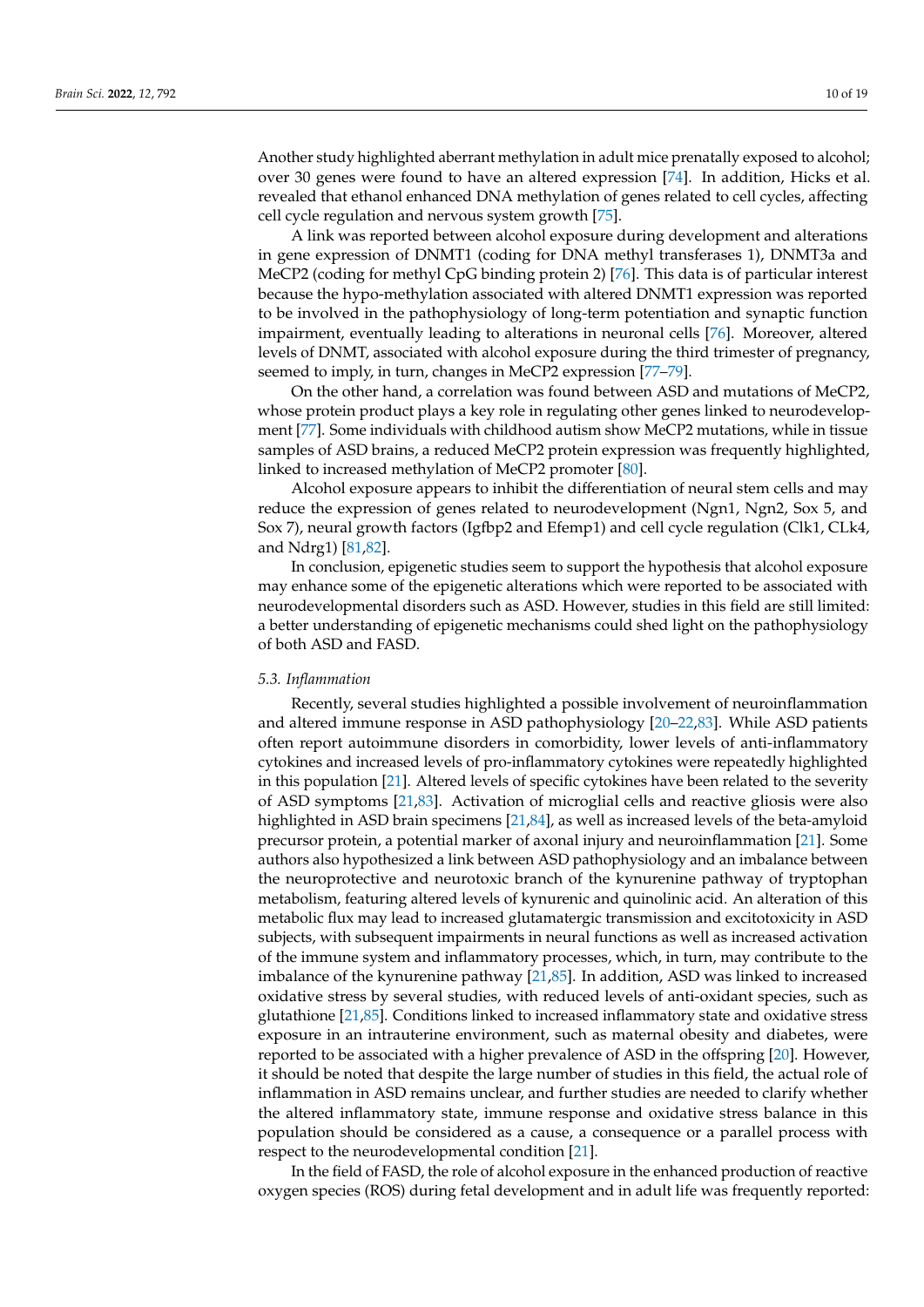Another study highlighted aberrant methylation in adult mice prenatally exposed to alcohol; over 30 genes were found to have an altered expression [74]. In addition, Hicks et al. revealed that ethanol enhanced DNA methylation of genes related to cell cycles, affecting cell cycle regulation and nervous system growth [75].

A link was reported between alcohol exposure during development and alterations in gene expression of DNMT1 (coding for DNA methyl transferases 1), DNMT3a and MeCP2 (coding for methyl CpG binding protein 2) [76]. This data is of particular interest because the hypo-methylation associated with altered DNMT1 expression was reported to be involved in the pathophysiology of long-term potentiation and synaptic function impairment, eventually leading to alterations in neuronal cells [76]. Moreover, altered levels of DNMT, associated with alcohol exposure during the third trimester of pregnancy, seemed to imply, in turn, changes in MeCP2 expression [77–79].

On the other hand, a correlation was found between ASD and mutations of MeCP2, whose protein product plays a key role in regulating other genes linked to neurodevelopment [77]. Some individuals with childhood autism show MeCP2 mutations, while in tissue samples of ASD brains, a reduced MeCP2 protein expression was frequently highlighted, linked to increased methylation of MeCP2 promoter [80].

Alcohol exposure appears to inhibit the differentiation of neural stem cells and may reduce the expression of genes related to neurodevelopment (Ngn1, Ngn2, Sox 5, and Sox 7), neural growth factors (Igfbp2 and Efemp1) and cell cycle regulation (Clk1, CLk4, and Ndrg1) [81,82].

In conclusion, epigenetic studies seem to support the hypothesis that alcohol exposure may enhance some of the epigenetic alterations which were reported to be associated with neurodevelopmental disorders such as ASD. However, studies in this field are still limited: a better understanding of epigenetic mechanisms could shed light on the pathophysiology of both ASD and FASD.

### *5.3. Inflammation*

Recently, several studies highlighted a possible involvement of neuroinflammation and altered immune response in ASD pathophysiology [20–22,83]. While ASD patients often report autoimmune disorders in comorbidity, lower levels of anti-inflammatory cytokines and increased levels of pro-inflammatory cytokines were repeatedly highlighted in this population [21]. Altered levels of specific cytokines have been related to the severity of ASD symptoms [21,83]. Activation of microglial cells and reactive gliosis were also highlighted in ASD brain specimens [21,84], as well as increased levels of the beta-amyloid precursor protein, a potential marker of axonal injury and neuroinflammation [21]. Some authors also hypothesized a link between ASD pathophysiology and an imbalance between the neuroprotective and neurotoxic branch of the kynurenine pathway of tryptophan metabolism, featuring altered levels of kynurenic and quinolinic acid. An alteration of this metabolic flux may lead to increased glutamatergic transmission and excitotoxicity in ASD subjects, with subsequent impairments in neural functions as well as increased activation of the immune system and inflammatory processes, which, in turn, may contribute to the imbalance of the kynurenine pathway [21,85]. In addition, ASD was linked to increased oxidative stress by several studies, with reduced levels of anti-oxidant species, such as glutathione [21,85]. Conditions linked to increased inflammatory state and oxidative stress exposure in an intrauterine environment, such as maternal obesity and diabetes, were reported to be associated with a higher prevalence of ASD in the offspring [20]. However, it should be noted that despite the large number of studies in this field, the actual role of inflammation in ASD remains unclear, and further studies are needed to clarify whether the altered inflammatory state, immune response and oxidative stress balance in this population should be considered as a cause, a consequence or a parallel process with respect to the neurodevelopmental condition [21].

In the field of FASD, the role of alcohol exposure in the enhanced production of reactive oxygen species (ROS) during fetal development and in adult life was frequently reported: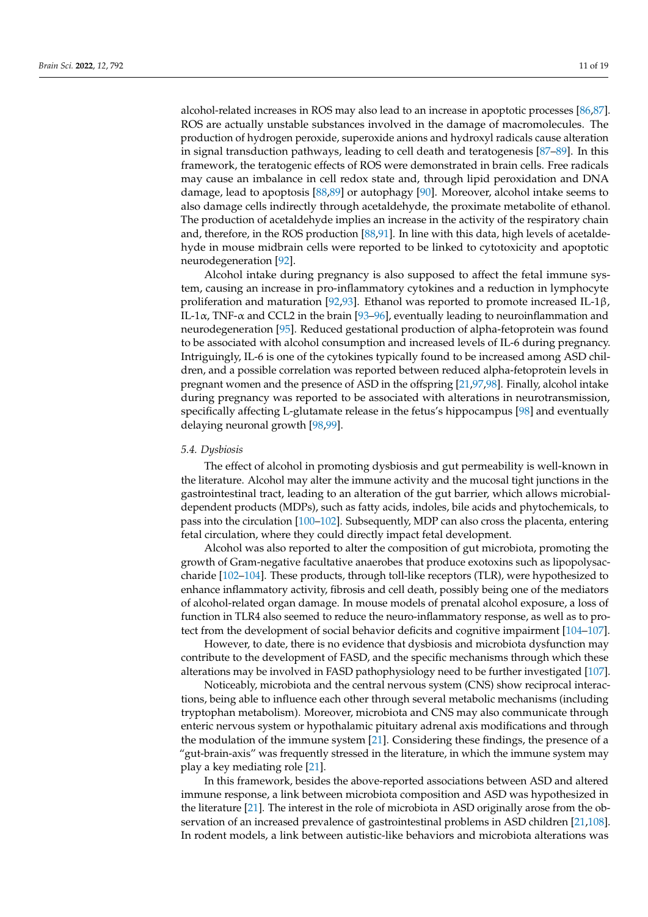alcohol-related increases in ROS may also lead to an increase in apoptotic processes [86,87]. ROS are actually unstable substances involved in the damage of macromolecules. The production of hydrogen peroxide, superoxide anions and hydroxyl radicals cause alteration in signal transduction pathways, leading to cell death and teratogenesis [87–89]. In this framework, the teratogenic effects of ROS were demonstrated in brain cells. Free radicals may cause an imbalance in cell redox state and, through lipid peroxidation and DNA damage, lead to apoptosis [88,89] or autophagy [90]. Moreover, alcohol intake seems to also damage cells indirectly through acetaldehyde, the proximate metabolite of ethanol. The production of acetaldehyde implies an increase in the activity of the respiratory chain and, therefore, in the ROS production [88,91]. In line with this data, high levels of acetaldehyde in mouse midbrain cells were reported to be linked to cytotoxicity and apoptotic neurodegeneration [92].

Alcohol intake during pregnancy is also supposed to affect the fetal immune system, causing an increase in pro-inflammatory cytokines and a reduction in lymphocyte proliferation and maturation [92,93]. Ethanol was reported to promote increased IL-1β, IL-1α, TNF-α and CCL2 in the brain [93–96], eventually leading to neuroinflammation and neurodegeneration [95]. Reduced gestational production of alpha-fetoprotein was found to be associated with alcohol consumption and increased levels of IL-6 during pregnancy. Intriguingly, IL-6 is one of the cytokines typically found to be increased among ASD children, and a possible correlation was reported between reduced alpha-fetoprotein levels in pregnant women and the presence of ASD in the offspring [21,97,98]. Finally, alcohol intake during pregnancy was reported to be associated with alterations in neurotransmission, specifically affecting L-glutamate release in the fetus's hippocampus [98] and eventually delaying neuronal growth [98,99].

### 5.4. Dysbiosis

The effect of alcohol in promoting dysbiosis and gut permeability is well-known in the literature. Alcohol may alter the immune activity and the mucosal tight junctions in the gastrointestinal tract, leading to an alteration of the gut barrier, which allows microbial-dependent products (MDPs), such as fatty acids, indoles, bile acids and phytochemicals, to pass into the circulation [100–102]. Subsequently, MDP can also cross the placenta, entering fetal circulation, where they could directly impact fetal development.

Alcohol was also reported to alter the composition of gut microbiota, promoting the growth of Gram-negative facultative anaerobes that produce exotoxins such as lipopolysaccharide [102–104]. These products, through toll-like receptors (TLR), were hypothesized to enhance inflammatory activity, fibrosis and cell death, possibly being one of the mediators of alcohol-related organ damage. In mouse models of prenatal alcohol exposure, a loss of function in TLR4 also seemed to reduce the neuro-inflammatory response, as well as to protect from the development of social behavior deficits and cognitive impairment [104–107].

However, to date, there is no evidence that dysbiosis and microbiota dysfunction may contribute to the development of FASD, and the specific mechanisms through which these alterations may be involved in FASD pathophysiology need to be further investigated [107].

Noticeably, microbiota and the central nervous system (CNS) show reciprocal interactions, being able to influence each other through several metabolic mechanisms (including tryptophan metabolism). Moreover, microbiota and CNS may also communicate through enteric nervous system or hypothalamic pituitary adrenal axis modifications and through the modulation of the immune system [21]. Considering these findings, the presence of a "gut-brain-axis" was frequently stressed in the literature, in which the immune system may play a key mediating role [21].

In this framework, besides the above-reported associations between ASD and altered immune response, a link between microbiota composition and ASD was hypothesized in the literature [21]. The interest in the role of microbiota in ASD originally arose from the observation of an increased prevalence of gastrointestinal problems in ASD children [21,108]. In rodent models, a link between autistic-like behaviors and microbiota alterations was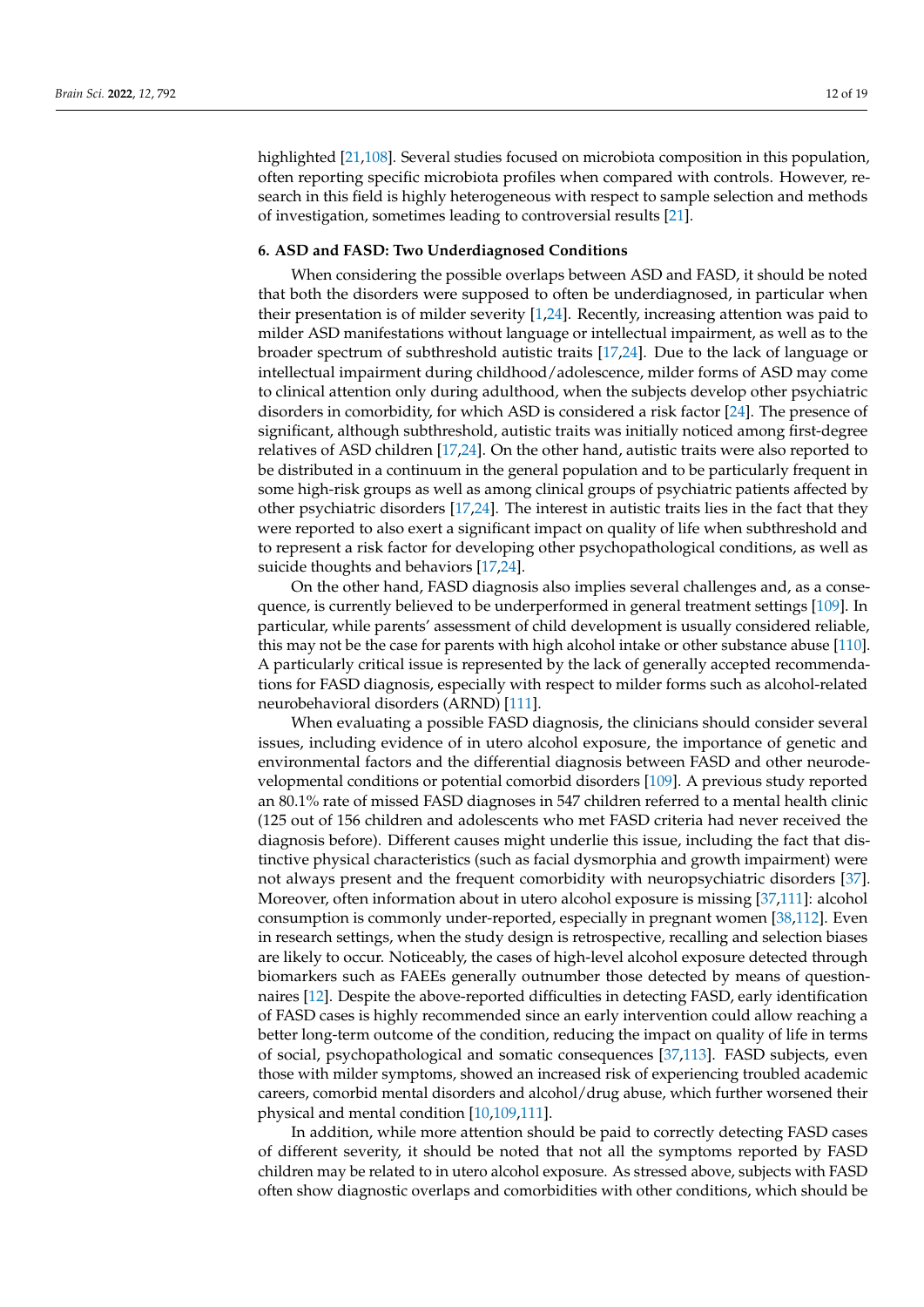highlighted [21,108]. Several studies focused on microbiota composition in this population, often reporting specific microbiota profiles when compared with controls. However, research in this field is highly heterogeneous with respect to sample selection and methods of investigation, sometimes leading to controversial results [21].

## 6. ASD and FASD: Two Underdiagnosed Conditions

When considering the possible overlaps between ASD and FASD, it should be noted that both the disorders were supposed to often be underdiagnosed, in particular when their presentation is of milder severity [1,24]. Recently, increasing attention was paid to milder ASD manifestations without language or intellectual impairment, as well as to the broader spectrum of subthreshold autistic traits [17,24]. Due to the lack of language or intellectual impairment during childhood/adolescence, milder forms of ASD may come to clinical attention only during adulthood, when the subjects develop other psychiatric disorders in comorbidity, for which ASD is considered a risk factor [24]. The presence of significant, although subthreshold, autistic traits was initially noticed among first-degree relatives of ASD children [17,24]. On the other hand, autistic traits were also reported to be distributed in a continuum in the general population and to be particularly frequent in some high-risk groups as well as among clinical groups of psychiatric patients affected by other psychiatric disorders [17,24]. The interest in autistic traits lies in the fact that they were reported to also exert a significant impact on quality of life when subthreshold and to represent a risk factor for developing other psychopathological conditions, as well as suicide thoughts and behaviors [17,24].

On the other hand, FASD diagnosis also implies several challenges and, as a consequence, is currently believed to be underperformed in general treatment settings [109]. In particular, while parents' assessment of child development is usually considered reliable, this may not be the case for parents with high alcohol intake or other substance abuse [110]. A particularly critical issue is represented by the lack of generally accepted recommendations for FASD diagnosis, especially with respect to milder forms such as alcohol-related neurobehavioral disorders (ARND) [111].

When evaluating a possible FASD diagnosis, the clinicians should consider several issues, including evidence of in utero alcohol exposure, the importance of genetic and environmental factors and the differential diagnosis between FASD and other neurodevelopmental conditions or potential comorbid disorders [109]. A previous study reported an 80.1% rate of missed FASD diagnoses in 547 children referred to a mental health clinic (125 out of 156 children and adolescents who met FASD criteria had never received the diagnosis before). Different causes might underlie this issue, including the fact that distinctive physical characteristics (such as facial dysmorphia and growth impairment) were not always present and the frequent comorbidity with neuropsychiatric disorders [37]. Moreover, often information about in utero alcohol exposure is missing [37,111]: alcohol consumption is commonly under-reported, especially in pregnant women [38,112]. Even in research settings, when the study design is retrospective, recalling and selection biases are likely to occur. Noticeably, the cases of high-level alcohol exposure detected through biomarkers such as FAEEs generally outnumber those detected by means of questionnaires [12]. Despite the above-reported difficulties in detecting FASD, early identification of FASD cases is highly recommended since an early intervention could allow reaching a better long-term outcome of the condition, reducing the impact on quality of life in terms of social, psychopathological and somatic consequences [37,113]. FASD subjects, even those with milder symptoms, showed an increased risk of experiencing troubled academic careers, comorbid mental disorders and alcohol/drug abuse, which further worsened their physical and mental condition [10,109,111].

In addition, while more attention should be paid to correctly detecting FASD cases of different severity, it should be noted that not all the symptoms reported by FASD children may be related to in utero alcohol exposure. As stressed above, subjects with FASD often show diagnostic overlaps and comorbidities with other conditions, which should be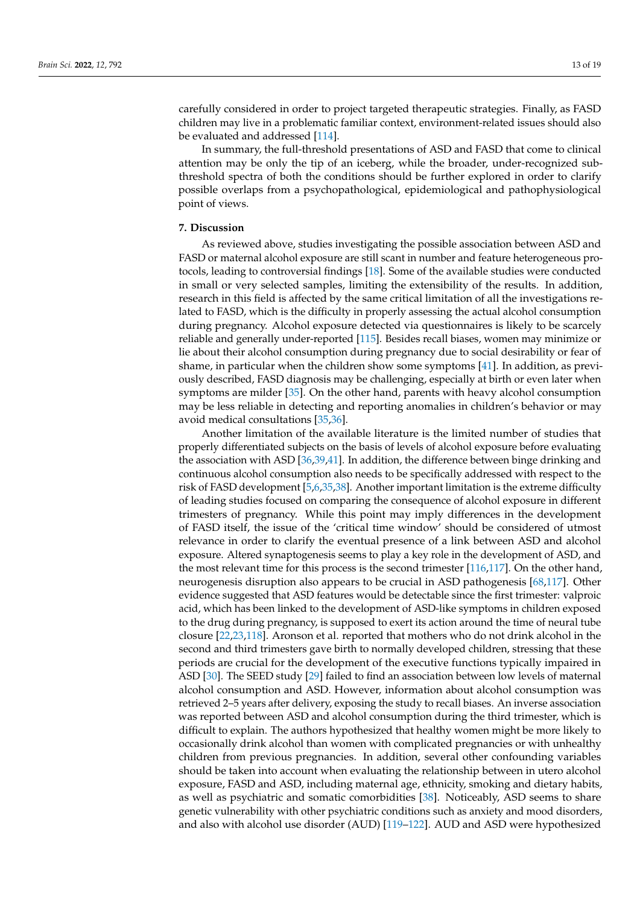carefully considered in order to project targeted therapeutic strategies. Finally, as FASD children may live in a problematic familiar context, environment-related issues should also be evaluated and addressed [114].

In summary, the full-threshold presentations of ASD and FASD that come to clinical attention may be only the tip of an iceberg, while the broader, under-recognized sub-threshold spectra of both the conditions should be further explored in order to clarify possible overlaps from a psychopathological, epidemiological and pathophysiological point of views.

## 7. Discussion

As reviewed above, studies investigating the possible association between ASD and FASD or maternal alcohol exposure are still scant in number and feature heterogeneous protocols, leading to controversial findings [18]. Some of the available studies were conducted in small or very selected samples, limiting the extensibility of the results. In addition, research in this field is affected by the same critical limitation of all the investigations related to FASD, which is the difficulty in properly assessing the actual alcohol consumption during pregnancy. Alcohol exposure detected via questionnaires is likely to be scarcely reliable and generally under-reported [115]. Besides recall biases, women may minimize or lie about their alcohol consumption during pregnancy due to social desirability or fear of shame, in particular when the children show some symptoms [41]. In addition, as previously described, FASD diagnosis may be challenging, especially at birth or even later when symptoms are milder [35]. On the other hand, parents with heavy alcohol consumption may be less reliable in detecting and reporting anomalies in children's behavior or may avoid medical consultations [35,36].

Another limitation of the available literature is the limited number of studies that properly differentiated subjects on the basis of levels of alcohol exposure before evaluating the association with ASD [36,39,41]. In addition, the difference between binge drinking and continuous alcohol consumption also needs to be specifically addressed with respect to the risk of FASD development [5,6,35,38]. Another important limitation is the extreme difficulty of leading studies focused on comparing the consequence of alcohol exposure in different trimesters of pregnancy. While this point may imply differences in the development of FASD itself, the issue of the 'critical time window' should be considered of utmost relevance in order to clarify the eventual presence of a link between ASD and alcohol exposure. Altered synaptogenesis seems to play a key role in the development of ASD, and the most relevant time for this process is the second trimester [116,117]. On the other hand, neurogenesis disruption also appears to be crucial in ASD pathogenesis [68,117]. Other evidence suggested that ASD features would be detectable since the first trimester: valproic acid, which has been linked to the development of ASD-like symptoms in children exposed to the drug during pregnancy, is supposed to exert its action around the time of neural tube closure [22,23,118]. Aronson et al. reported that mothers who do not drink alcohol in the second and third trimesters gave birth to normally developed children, stressing that these periods are crucial for the development of the executive functions typically impaired in ASD [30]. The SEED study [29] failed to find an association between low levels of maternal alcohol consumption and ASD. However, information about alcohol consumption was retrieved 2–5 years after delivery, exposing the study to recall biases. An inverse association was reported between ASD and alcohol consumption during the third trimester, which is difficult to explain. The authors hypothesized that healthy women might be more likely to occasionally drink alcohol than women with complicated pregnancies or with unhealthy children from previous pregnancies. In addition, several other confounding variables should be taken into account when evaluating the relationship between in utero alcohol exposure, FASD and ASD, including maternal age, ethnicity, smoking and dietary habits, as well as psychiatric and somatic comorbidities [38]. Noticeably, ASD seems to share genetic vulnerability with other psychiatric conditions such as anxiety and mood disorders, and also with alcohol use disorder (AUD) [119–122]. AUD and ASD were hypothesized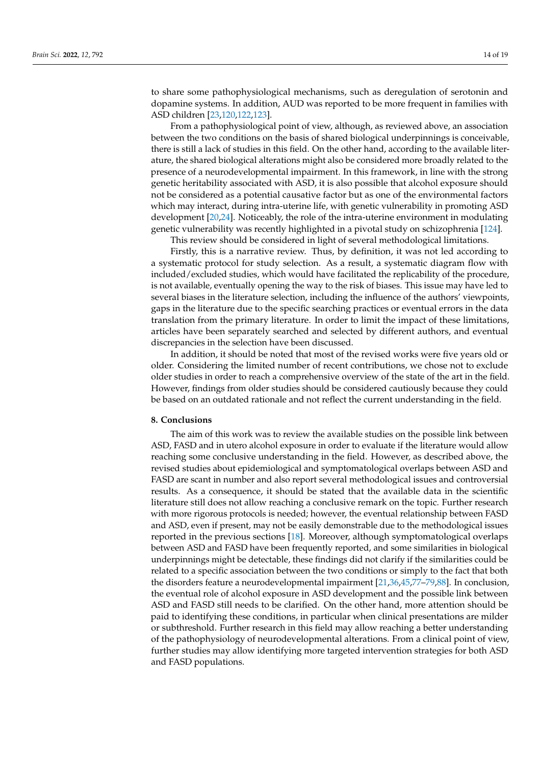to share some pathophysiological mechanisms, such as deregulation of serotonin and dopamine systems. In addition, AUD was reported to be more frequent in families with ASD children [23,120,122,123].

From a pathophysiological point of view, although, as reviewed above, an association between the two conditions on the basis of shared biological underpinnings is conceivable, there is still a lack of studies in this field. On the other hand, according to the available literature, the shared biological alterations might also be considered more broadly related to the presence of a neurodevelopmental impairment. In this framework, in line with the strong genetic heritability associated with ASD, it is also possible that alcohol exposure should not be considered as a potential causative factor but as one of the environmental factors which may interact, during intra-uterine life, with genetic vulnerability in promoting ASD development [20,24]. Noticeably, the role of the intra-uterine environment in modulating genetic vulnerability was recently highlighted in a pivotal study on schizophrenia [124].

This review should be considered in light of several methodological limitations.

Firstly, this is a narrative review. Thus, by definition, it was not led according to a systematic protocol for study selection. As a result, a systematic diagram flow with included/excluded studies, which would have facilitated the replicability of the procedure, is not available, eventually opening the way to the risk of biases. This issue may have led to several biases in the literature selection, including the influence of the authors' viewpoints, gaps in the literature due to the specific searching practices or eventual errors in the data translation from the primary literature. In order to limit the impact of these limitations, articles have been separately searched and selected by different authors, and eventual discrepancies in the selection have been discussed.

In addition, it should be noted that most of the revised works were five years old or older. Considering the limited number of recent contributions, we chose not to exclude older studies in order to reach a comprehensive overview of the state of the art in the field. However, findings from older studies should be considered cautiously because they could be based on an outdated rationale and not reflect the current understanding in the field.

## 8. Conclusions

The aim of this work was to review the available studies on the possible link between ASD, FASD and in utero alcohol exposure in order to evaluate if the literature would allow reaching some conclusive understanding in the field. However, as described above, the revised studies about epidemiological and symptomatological overlaps between ASD and FASD are scant in number and also report several methodological issues and controversial results. As a consequence, it should be stated that the available data in the scientific literature still does not allow reaching a conclusive remark on the topic. Further research with more rigorous protocols is needed; however, the eventual relationship between FASD and ASD, even if present, may not be easily demonstrable due to the methodological issues reported in the previous sections [18]. Moreover, although symptomatological overlaps between ASD and FASD have been frequently reported, and some similarities in biological underpinnings might be detectable, these findings did not clarify if the similarities could be related to a specific association between the two conditions or simply to the fact that both the disorders feature a neurodevelopmental impairment [21,36,45,77–79,88]. In conclusion, the eventual role of alcohol exposure in ASD development and the possible link between ASD and FASD still needs to be clarified. On the other hand, more attention should be paid to identifying these conditions, in particular when clinical presentations are milder or subthreshold. Further research in this field may allow reaching a better understanding of the pathophysiology of neurodevelopmental alterations. From a clinical point of view, further studies may allow identifying more targeted intervention strategies for both ASD and FASD populations.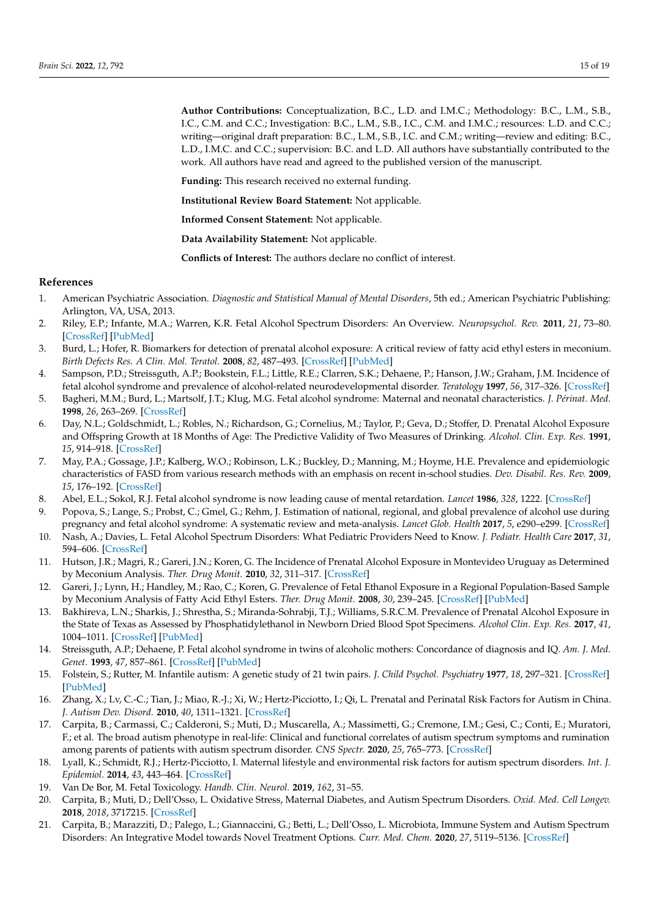**Author Contributions:** Conceptualization, B.C., L.D. and I.M.C.; Methodology: B.C., L.M., S.B., I.C., C.M. and C.C.; Investigation: B.C., L.M., S.B., I.C., C.M. and I.M.C.; resources: L.D. and C.C.; writing—original draft preparation: B.C., L.M., S.B., I.C. and C.M.; writing—review and editing: B.C., L.D., I.M.C. and C.C.; supervision: B.C. and L.D. All authors have substantially contributed to the work. All authors have read and agreed to the published version of the manuscript.

**Funding:** This research received no external funding.

**Institutional Review Board Statement:** Not applicable.

**Informed Consent Statement:** Not applicable.

**Data Availability Statement:** Not applicable.

**Conflicts of Interest:** The authors declare no conflict of interest.

## References

1. American Psychiatric Association. *Diagnostic and Statistical Manual of Mental Disorders*, 5th ed.; American Psychiatric Publishing: Arlington, VA, USA, 2013.
2. Riley, E.P.; Infante, M.A.; Warren, K.R. Fetal Alcohol Spectrum Disorders: An Overview. *Neuropsychol. Rev.* **2011**, *21*, 73–80. [CrossRef] [PubMed]
3. Burd, L.; Hofer, R. Biomarkers for detection of prenatal alcohol exposure: A critical review of fatty acid ethyl esters in meconium. *Birth Defects Res. A Clin. Mol. Teratol.* **2008**, *82*, 487–493. [CrossRef] [PubMed]
4. Sampson, P.D.; Streissguth, A.P.; Bookstein, F.L.; Little, R.E.; Clarren, S.K.; Dehaene, P.; Hanson, J.W.; Graham, J.M. Incidence of fetal alcohol syndrome and prevalence of alcohol-related neurodevelopmental disorder. *Teratology* **1997**, *56*, 317–326. [CrossRef]
5. Bagheri, M.M.; Burd, L.; Martsolf, J.T.; Klug, M.G. Fetal alcohol syndrome: Maternal and neonatal characteristics. *J. Périnat. Med.* **1998**, *26*, 263–269. [CrossRef]
6. Day, N.L.; Goldschmidt, L.; Robles, N.; Richardson, G.; Cornelius, M.; Taylor, P.; Geva, D.; Stoffer, D. Prenatal Alcohol Exposure and Offspring Growth at 18 Months of Age: The Predictive Validity of Two Measures of Drinking. *Alcohol. Clin. Exp. Res.* **1991**, *15*, 914–918. [CrossRef]
7. May, P.A.; Gossage, J.P.; Kalberg, W.O.; Robinson, L.K.; Buckley, D.; Manning, M.; Hoyme, H.E. Prevalence and epidemiologic characteristics of FASD from various research methods with an emphasis on recent in-school studies. *Dev. Disabil. Res. Rev.* **2009**, *15*, 176–192. [CrossRef]
8. Abel, E.L.; Sokol, R.J. Fetal alcohol syndrome is now leading cause of mental retardation. *Lancet* **1986**, *328*, 1222. [CrossRef]
9. Popova, S.; Lange, S.; Probst, C.; Gmel, G.; Rehm, J. Estimation of national, regional, and global prevalence of alcohol use during pregnancy and fetal alcohol syndrome: A systematic review and meta-analysis. *Lancet Glob. Health* **2017**, *5*, e290–e299. [CrossRef]
10. Nash, A.; Davies, L. Fetal Alcohol Spectrum Disorders: What Pediatric Providers Need to Know. *J. Pediatr. Health Care* **2017**, *31*, 594–606. [CrossRef]
11. Hutson, J.R.; Magri, R.; Gareri, J.N.; Koren, G. The Incidence of Prenatal Alcohol Exposure in Montevideo Uruguay as Determined by Meconium Analysis. *Ther. Drug Monit.* **2010**, *32*, 311–317. [CrossRef]
12. Gareri, J.; Lynn, H.; Handley, M.; Rao, C.; Koren, G. Prevalence of Fetal Ethanol Exposure in a Regional Population-Based Sample by Meconium Analysis of Fatty Acid Ethyl Esters. *Ther. Drug Monit.* **2008**, *30*, 239–245. [CrossRef] [PubMed]
13. Bakhireva, L.N.; Sharkis, J.; Shrestha, S.; Miranda-Sohrabji, T.J.; Williams, S.R.C.M. Prevalence of Prenatal Alcohol Exposure in the State of Texas as Assessed by Phosphatidylethanol in Newborn Dried Blood Spot Specimens. *Alcohol Clin. Exp. Res.* **2017**, *41*, 1004–1011. [CrossRef] [PubMed]
14. Streissguth, A.P.; Dehaene, P. Fetal alcohol syndrome in twins of alcoholic mothers: Concordance of diagnosis and IQ. *Am. J. Med. Genet.* **1993**, *47*, 857–861. [CrossRef] [PubMed]
15. Folstein, S.; Rutter, M. Infantile autism: A genetic study of 21 twin pairs. *J. Child Psychol. Psychiatry* **1977**, *18*, 297–321. [CrossRef] [PubMed]
16. Zhang, X.; Lv, C.-C.; Tian, J.; Miao, R.-J.; Xi, W.; Hertz-Picciotto, I.; Qi, L. Prenatal and Perinatal Risk Factors for Autism in China. *J. Autism Dev. Disord.* **2010**, *40*, 1311–1321. [CrossRef]
17. Carpita, B.; Carmassi, C.; Calderoni, S.; Muti, D.; Muscarella, A.; Massimetti, G.; Cremone, I.M.; Gesi, C.; Conti, E.; Muratori, F.; et al. The broad autism phenotype in real-life: Clinical and functional correlates of autism spectrum symptoms and rumination among parents of patients with autism spectrum disorder. *CNS Spectr.* **2020**, *25*, 765–773. [CrossRef]
18. Lyall, K.; Schmidt, R.J.; Hertz-Picciotto, I. Maternal lifestyle and environmental risk factors for autism spectrum disorders. *Int. J. Epidemiol.* **2014**, *43*, 443–464. [CrossRef]
19. Van De Bor, M. Fetal Toxicology. *Handb. Clin. Neurol.* **2019**, *162*, 31–55.
20. Carpita, B.; Muti, D.; Dell'Osso, L. Oxidative Stress, Maternal Diabetes, and Autism Spectrum Disorders. *Oxid. Med. Cell Longev.* **2018**, *2018*, 3717215. [CrossRef]
21. Carpita, B.; Marazziti, D.; Palego, L.; Giannaccini, G.; Betti, L.; Dell'Osso, L. Microbiota, Immune System and Autism Spectrum Disorders: An Integrative Model towards Novel Treatment Options. *Curr. Med. Chem.* **2020**, *27*, 5119–5136. [CrossRef]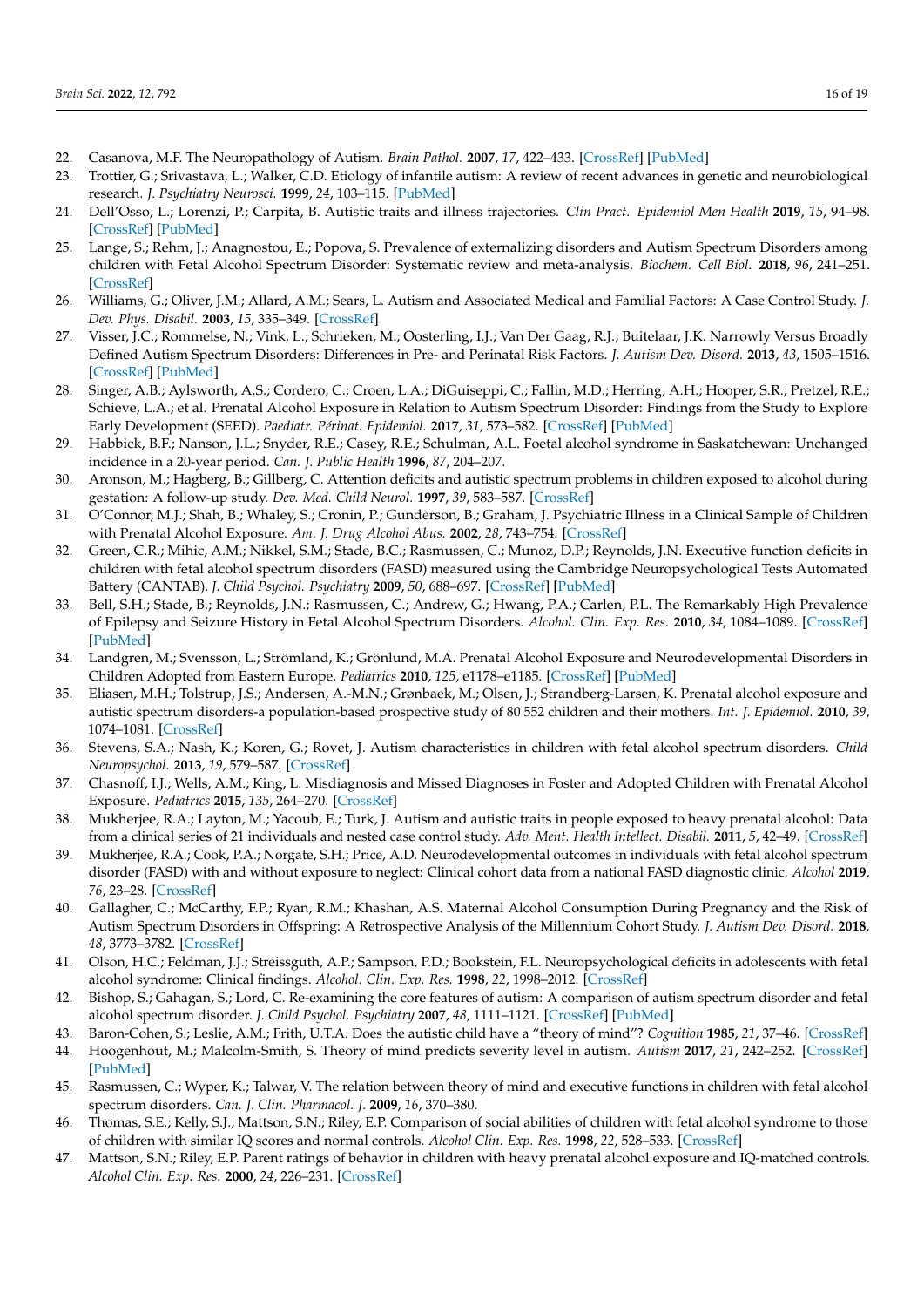22. Casanova, M.F. The Neuropathology of Autism. *Brain Pathol.* **2007**, *17*, 422–433. [CrossRef] [PubMed]
23. Trottier, G.; Srivastava, L.; Walker, C.D. Etiology of infantile autism: A review of recent advances in genetic and neurobiological research. *J. Psychiatry Neurosci.* **1999**, *24*, 103–115. [PubMed]
24. Dell'Osso, L.; Lorenzi, P.; Carpita, B. Autistic traits and illness trajectories. *Clin Pract. Epidemiol Men Health* **2019**, *15*, 94–98. [CrossRef] [PubMed]
25. Lange, S.; Rehm, J.; Anagnostou, E.; Popova, S. Prevalence of externalizing disorders and Autism Spectrum Disorders among children with Fetal Alcohol Spectrum Disorder: Systematic review and meta-analysis. *Biochem. Cell Biol.* **2018**, *96*, 241–251. [CrossRef]
26. Williams, G.; Oliver, J.M.; Allard, A.M.; Sears, L. Autism and Associated Medical and Familial Factors: A Case Control Study. *J. Dev. Phys. Disabil.* **2003**, *15*, 335–349. [CrossRef]
27. Visser, J.C.; Rommelse, N.; Vink, L.; Schrieken, M.; Oosterling, I.J.; Van Der Gaag, R.J.; Buitelaar, J.K. Narrowly Versus Broadly Defined Autism Spectrum Disorders: Differences in Pre- and Perinatal Risk Factors. *J. Autism Dev. Disord.* **2013**, *43*, 1505–1516. [CrossRef] [PubMed]
28. Singer, A.B.; Aylsworth, A.S.; Cordero, C.; Croen, L.A.; DiGuiseppi, C.; Fallin, M.D.; Herring, A.H.; Hooper, S.R.; Pretzel, R.E.; Schieve, L.A.; et al. Prenatal Alcohol Exposure in Relation to Autism Spectrum Disorder: Findings from the Study to Explore Early Development (SEED). *Paediatr. Périnat. Epidemiol.* **2017**, *31*, 573–582. [CrossRef] [PubMed]
29. Habbick, B.F.; Nanson, J.L.; Snyder, R.E.; Casey, R.E.; Schulman, A.L. Foetal alcohol syndrome in Saskatchewan: Unchanged incidence in a 20-year period. *Can. J. Public Health* **1996**, *87*, 204–207.
30. Aronson, M.; Hagberg, B.; Gillberg, C. Attention deficits and autistic spectrum problems in children exposed to alcohol during gestation: A follow-up study. *Dev. Med. Child Neurol.* **1997**, *39*, 583–587. [CrossRef]
31. O'Connor, M.J.; Shah, B.; Whaley, S.; Cronin, P.; Gunderson, B.; Graham, J. Psychiatric Illness in a Clinical Sample of Children with Prenatal Alcohol Exposure. *Am. J. Drug Alcohol Abus.* **2002**, *28*, 743–754. [CrossRef]
32. Green, C.R.; Mihic, A.M.; Nikkel, S.M.; Stade, B.C.; Rasmussen, C.; Munoz, D.P.; Reynolds, J.N. Executive function deficits in children with fetal alcohol spectrum disorders (FASD) measured using the Cambridge Neuropsychological Tests Automated Battery (CANTAB). *J. Child Psychol. Psychiatry* **2009**, *50*, 688–697. [CrossRef] [PubMed]
33. Bell, S.H.; Stade, B.; Reynolds, J.N.; Rasmussen, C.; Andrew, G.; Hwang, P.A.; Carlen, P.L. The Remarkably High Prevalence of Epilepsy and Seizure History in Fetal Alcohol Spectrum Disorders. *Alcohol. Clin. Exp. Res.* **2010**, *34*, 1084–1089. [CrossRef] [PubMed]
34. Landgren, M.; Svensson, L.; Strömland, K.; Grönlund, M.A. Prenatal Alcohol Exposure and Neurodevelopmental Disorders in Children Adopted from Eastern Europe. *Pediatrics* **2010**, *125*, e1178–e1185. [CrossRef] [PubMed]
35. Eliasen, M.H.; Tolstrup, J.S.; Andersen, A.-M.N.; Grønbaek, M.; Olsen, J.; Strandberg-Larsen, K. Prenatal alcohol exposure and autistic spectrum disorders-a population-based prospective study of 80 552 children and their mothers. *Int. J. Epidemiol.* **2010**, *39*, 1074–1081. [CrossRef]
36. Stevens, S.A.; Nash, K.; Koren, G.; Rovet, J. Autism characteristics in children with fetal alcohol spectrum disorders. *Child Neuropsychol.* **2013**, *19*, 579–587. [CrossRef]
37. Chasnoff, I.J.; Wells, A.M.; King, L. Misdiagnosis and Missed Diagnoses in Foster and Adopted Children with Prenatal Alcohol Exposure. *Pediatrics* **2015**, *135*, 264–270. [CrossRef]
38. Mukherjee, R.A.; Layton, M.; Yacoub, E.; Turk, J. Autism and autistic traits in people exposed to heavy prenatal alcohol: Data from a clinical series of 21 individuals and nested case control study. *Adv. Ment. Health Intellect. Disabil.* **2011**, *5*, 42–49. [CrossRef]
39. Mukherjee, R.A.; Cook, P.A.; Norgate, S.H.; Price, A.D. Neurodevelopmental outcomes in individuals with fetal alcohol spectrum disorder (FASD) with and without exposure to neglect: Clinical cohort data from a national FASD diagnostic clinic. *Alcohol* **2019**, *76*, 23–28. [CrossRef]
40. Gallagher, C.; McCarthy, F.P.; Ryan, R.M.; Khashan, A.S. Maternal Alcohol Consumption During Pregnancy and the Risk of Autism Spectrum Disorders in Offspring: A Retrospective Analysis of the Millennium Cohort Study. *J. Autism Dev. Disord.* **2018**, *48*, 3773–3782. [CrossRef]
41. Olson, H.C.; Feldman, J.J.; Streissguth, A.P.; Sampson, P.D.; Bookstein, F.L. Neuropsychological deficits in adolescents with fetal alcohol syndrome: Clinical findings. *Alcohol. Clin. Exp. Res.* **1998**, *22*, 1998–2012. [CrossRef]
42. Bishop, S.; Gahagan, S.; Lord, C. Re-examining the core features of autism: A comparison of autism spectrum disorder and fetal alcohol spectrum disorder. *J. Child Psychol. Psychiatry* **2007**, *48*, 1111–1121. [CrossRef] [PubMed]
43. Baron-Cohen, S.; Leslie, A.M.; Frith, U.T.A. Does the autistic child have a "theory of mind"? *Cognition* **1985**, *21*, 37–46. [CrossRef]
44. Hoogenhout, M.; Malcolm-Smith, S. Theory of mind predicts severity level in autism. *Autism* **2017**, *21*, 242–252. [CrossRef] [PubMed]
45. Rasmussen, C.; Wyper, K.; Talwar, V. The relation between theory of mind and executive functions in children with fetal alcohol spectrum disorders. *Can. J. Clin. Pharmacol. J.* **2009**, *16*, 370–380.
46. Thomas, S.E.; Kelly, S.J.; Mattson, S.N.; Riley, E.P. Comparison of social abilities of children with fetal alcohol syndrome to those of children with similar IQ scores and normal controls. *Alcohol Clin. Exp. Res.* **1998**, *22*, 528–533. [CrossRef]
47. Mattson, S.N.; Riley, E.P. Parent ratings of behavior in children with heavy prenatal alcohol exposure and IQ-matched controls. *Alcohol Clin. Exp. Res.* **2000**, *24*, 226–231. [CrossRef]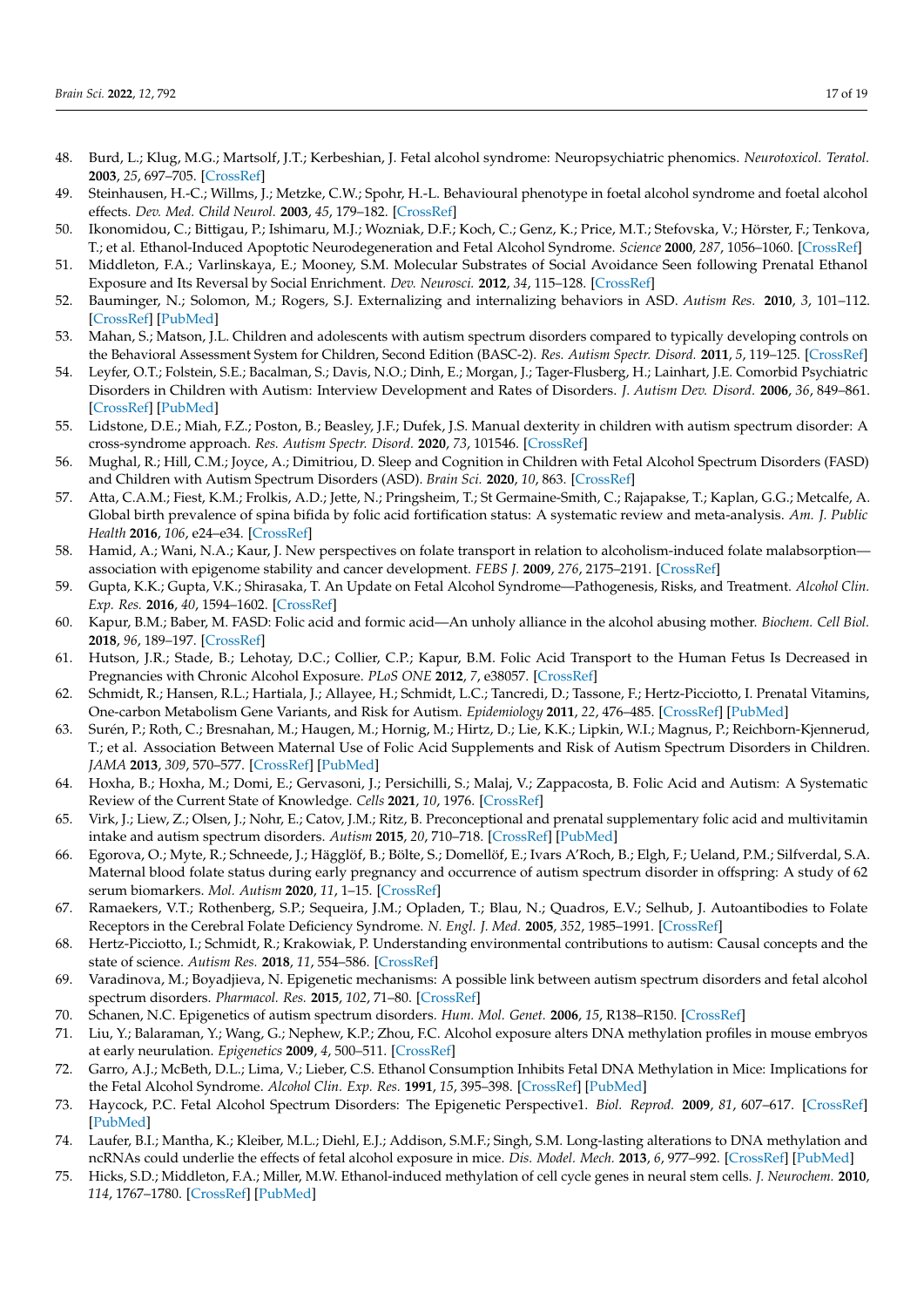48. Burd, L.; Klug, M.G.; Martsolf, J.T.; Kerbeshian, J. Fetal alcohol syndrome: Neuropsychiatric phenomics. *Neurotoxicol. Teratol.* **2003**, *25*, 697–705. [CrossRef]
49. Steinhausen, H.-C.; Willms, J.; Metzke, C.W.; Spohr, H.-L. Behavioural phenotype in foetal alcohol syndrome and foetal alcohol effects. *Dev. Med. Child Neurol.* **2003**, *45*, 179–182. [CrossRef]
50. Ikonomidou, C.; Bittigau, P.; Ishimaru, M.J.; Wozniak, D.F.; Koch, C.; Genz, K.; Price, M.T.; Stefovska, V.; Hörster, F.; Tenkova, T.; et al. Ethanol-Induced Apoptotic Neurodegeneration and Fetal Alcohol Syndrome. *Science* **2000**, *287*, 1056–1060. [CrossRef]
51. Middleton, F.A.; Varlinskaya, E.; Mooney, S.M. Molecular Substrates of Social Avoidance Seen following Prenatal Ethanol Exposure and Its Reversal by Social Enrichment. *Dev. Neurosci.* **2012**, *34*, 115–128. [CrossRef]
52. Bauminger, N.; Solomon, M.; Rogers, S.J. Externalizing and internalizing behaviors in ASD. *Autism Res.* **2010**, *3*, 101–112. [CrossRef] [PubMed]
53. Mahan, S.; Matson, J.L. Children and adolescents with autism spectrum disorders compared to typically developing controls on the Behavioral Assessment System for Children, Second Edition (BASC-2). *Res. Autism Spectr. Disord.* **2011**, *5*, 119–125. [CrossRef]
54. Leyfer, O.T.; Folstein, S.E.; Bacalman, S.; Davis, N.O.; Dinh, E.; Morgan, J.; Tager-Flusberg, H.; Lainhart, J.E. Comorbid Psychiatric Disorders in Children with Autism: Interview Development and Rates of Disorders. *J. Autism Dev. Disord.* **2006**, *36*, 849–861. [CrossRef] [PubMed]
55. Lidstone, D.E.; Miah, F.Z.; Poston, B.; Beasley, J.F.; Dufek, J.S. Manual dexterity in children with autism spectrum disorder: A cross-syndrome approach. *Res. Autism Spectr. Disord.* **2020**, *73*, 101546. [CrossRef]
56. Mughal, R.; Hill, C.M.; Joyce, A.; Dimitriou, D. Sleep and Cognition in Children with Fetal Alcohol Spectrum Disorders (FASD) and Children with Autism Spectrum Disorders (ASD). *Brain Sci.* **2020**, *10*, 863. [CrossRef]
57. Atta, C.A.M.; Fiest, K.M.; Frolkis, A.D.; Jette, N.; Pringsheim, T.; St Germaine-Smith, C.; Rajapakse, T.; Kaplan, G.G.; Metcalfe, A. Global birth prevalence of spina bifida by folic acid fortification status: A systematic review and meta-analysis. *Am. J. Public Health* **2016**, *106*, e24–e34. [CrossRef]
58. Hamid, A.; Wani, N.A.; Kaur, J. New perspectives on folate transport in relation to alcoholism-induced folate malabsorption—association with epigenome stability and cancer development. *FEBS J.* **2009**, *276*, 2175–2191. [CrossRef]
59. Gupta, K.K.; Gupta, V.K.; Shirasaka, T. An Update on Fetal Alcohol Syndrome—Pathogenesis, Risks, and Treatment. *Alcohol Clin. Exp. Res.* **2016**, *40*, 1594–1602. [CrossRef]
60. Kapur, B.M.; Baber, M. FASD: Folic acid and formic acid—An unholy alliance in the alcohol abusing mother. *Biochem. Cell Biol.* **2018**, *96*, 189–197. [CrossRef]
61. Hutson, J.R.; Stade, B.; Lehotay, D.C.; Collier, C.P.; Kapur, B.M. Folic Acid Transport to the Human Fetus Is Decreased in Pregnancies with Chronic Alcohol Exposure. *PLoS ONE* **2012**, *7*, e38057. [CrossRef]
62. Schmidt, R.; Hansen, R.L.; Hartiala, J.; Allayee, H.; Schmidt, L.C.; Tancredi, D.; Tassone, F.; Hertz-Picciotto, I. Prenatal Vitamins, One-carbon Metabolism Gene Variants, and Risk for Autism. *Epidemiology* **2011**, *22*, 476–485. [CrossRef] [PubMed]
63. Surén, P.; Roth, C.; Bresnahan, M.; Haugen, M.; Hornig, M.; Hirtz, D.; Lie, K.K.; Lipkin, W.I.; Magnus, P.; Reichborn-Kjennerud, T.; et al. Association Between Maternal Use of Folic Acid Supplements and Risk of Autism Spectrum Disorders in Children. *JAMA* **2013**, *309*, 570–577. [CrossRef] [PubMed]
64. Hoxha, B.; Hoxha, M.; Domi, E.; Gervasoni, J.; Persichilli, S.; Malaj, V.; Zappacosta, B. Folic Acid and Autism: A Systematic Review of the Current State of Knowledge. *Cells* **2021**, *10*, 1976. [CrossRef]
65. Virk, J.; Liew, Z.; Olsen, J.; Nohr, E.; Catov, J.M.; Ritz, B. Preconceptional and prenatal supplementary folic acid and multivitamin intake and autism spectrum disorders. *Autism* **2015**, *20*, 710–718. [CrossRef] [PubMed]
66. Egorova, O.; Myte, R.; Schneede, J.; Hägglöf, B.; Bölte, S.; Domellöf, E.; Ivars A'Roch, B.; Elgh, F.; Ueland, P.M.; Silfverdal, S.A. Maternal blood folate status during early pregnancy and occurrence of autism spectrum disorder in offspring: A study of 62 serum biomarkers. *Mol. Autism* **2020**, *11*, 1–15. [CrossRef]
67. Ramaekers, V.T.; Rothenberg, S.P.; Sequeira, J.M.; Opladen, T.; Blau, N.; Quadros, E.V.; Selhub, J. Autoantibodies to Folate Receptors in the Cerebral Folate Deficiency Syndrome. *N. Engl. J. Med.* **2005**, *352*, 1985–1991. [CrossRef]
68. Hertz-Picciotto, I.; Schmidt, R.; Krakowiak, P. Understanding environmental contributions to autism: Causal concepts and the state of science. *Autism Res.* **2018**, *11*, 554–586. [CrossRef]
69. Varadinova, M.; Boyadjieva, N. Epigenetic mechanisms: A possible link between autism spectrum disorders and fetal alcohol spectrum disorders. *Pharmacol. Res.* **2015**, *102*, 71–80. [CrossRef]
70. Schanen, N.C. Epigenetics of autism spectrum disorders. *Hum. Mol. Genet.* **2006**, *15*, R138–R150. [CrossRef]
71. Liu, Y.; Balaraman, Y.; Wang, G.; Nephew, K.P.; Zhou, F.C. Alcohol exposure alters DNA methylation profiles in mouse embryos at early neurulation. *Epigenetics* **2009**, *4*, 500–511. [CrossRef]
72. Garro, A.J.; McBeth, D.L.; Lima, V.; Lieber, C.S. Ethanol Consumption Inhibits Fetal DNA Methylation in Mice: Implications for the Fetal Alcohol Syndrome. *Alcohol Clin. Exp. Res.* **1991**, *15*, 395–398. [CrossRef] [PubMed]
73. Haycock, P.C. Fetal Alcohol Spectrum Disorders: The Epigenetic Perspective1. *Biol. Reprod.* **2009**, *81*, 607–617. [CrossRef] [PubMed]
74. Laufer, B.I.; Mantha, K.; Kleiber, M.L.; Diehl, E.J.; Addison, S.M.F.; Singh, S.M. Long-lasting alterations to DNA methylation and ncRNAs could underlie the effects of fetal alcohol exposure in mice. *Dis. Model. Mech.* **2013**, *6*, 977–992. [CrossRef] [PubMed]
75. Hicks, S.D.; Middleton, F.A.; Miller, M.W. Ethanol-induced methylation of cell cycle genes in neural stem cells. *J. Neurochem.* **2010**, *114*, 1767–1780. [CrossRef] [PubMed]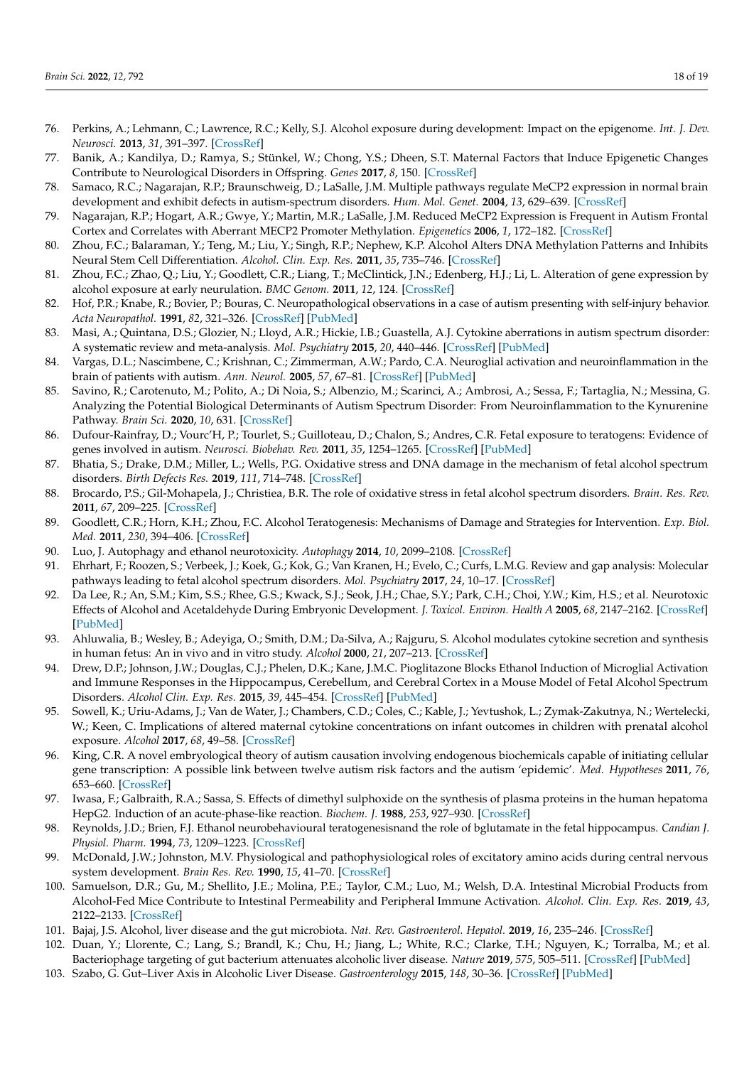76. Perkins, A.; Lehmann, C.; Lawrence, R.C.; Kelly, S.J. Alcohol exposure during development: Impact on the epigenome. *Int. J. Dev. Neurosci.* **2013**, *31*, 391–397. [CrossRef]
77. Banik, A.; Kandilya, D.; Ramya, S.; Stünkel, W.; Chong, Y.S.; Dheen, S.T. Maternal Factors that Induce Epigenetic Changes Contribute to Neurological Disorders in Offspring. *Genes* **2017**, *8*, 150. [CrossRef]
78. Samaco, R.C.; Nagarajan, R.P.; Braunschweig, D.; LaSalle, J.M. Multiple pathways regulate MeCP2 expression in normal brain development and exhibit defects in autism-spectrum disorders. *Hum. Mol. Genet.* **2004**, *13*, 629–639. [CrossRef]
79. Nagarajan, R.P.; Hogart, A.R.; Gwye, Y.; Martin, M.R.; LaSalle, J.M. Reduced MeCP2 Expression is Frequent in Autism Frontal Cortex and Correlates with Aberrant MECP2 Promoter Methylation. *Epigenetics* **2006**, *1*, 172–182. [CrossRef]
80. Zhou, F.C.; Balaraman, Y.; Teng, M.; Liu, Y.; Singh, R.P.; Nephew, K.P. Alcohol Alters DNA Methylation Patterns and Inhibits Neural Stem Cell Differentiation. *Alcohol. Clin. Exp. Res.* **2011**, *35*, 735–746. [CrossRef]
81. Zhou, F.C.; Zhao, Q.; Liu, Y.; Goodlett, C.R.; Liang, T.; McClintick, J.N.; Edenberg, H.J.; Li, L. Alteration of gene expression by alcohol exposure at early neurulation. *BMC Genom.* **2011**, *12*, 124. [CrossRef]
82. Hof, P.R.; Knabe, R.; Bovier, P.; Bouras, C. Neuropathological observations in a case of autism presenting with self-injury behavior. *Acta Neuropathol.* **1991**, *82*, 321–326. [CrossRef] [PubMed]
83. Masi, A.; Quintana, D.S.; Glozier, N.; Lloyd, A.R.; Hickie, I.B.; Guastella, A.J. Cytokine aberrations in autism spectrum disorder: A systematic review and meta-analysis. *Mol. Psychiatry* **2015**, *20*, 440–446. [CrossRef] [PubMed]
84. Vargas, D.L.; Nascimbene, C.; Krishnan, C.; Zimmerman, A.W.; Pardo, C.A. Neuroglial activation and neuroinflammation in the brain of patients with autism. *Ann. Neurol.* **2005**, *57*, 67–81. [CrossRef] [PubMed]
85. Savino, R.; Carotenuto, M.; Polito, A.; Di Noia, S.; Albenzio, M.; Scarinci, A.; Ambrosi, A.; Sessa, F.; Tartaglia, N.; Messina, G. Analyzing the Potential Biological Determinants of Autism Spectrum Disorder: From Neuroinflammation to the Kynurenine Pathway. *Brain Sci.* **2020**, *10*, 631. [CrossRef]
86. Dufour-Rainfray, D.; Vourc'H, P.; Tourlet, S.; Guilloteau, D.; Chalon, S.; Andres, C.R. Fetal exposure to teratogens: Evidence of genes involved in autism. *Neurosci. Biobehav. Rev.* **2011**, *35*, 1254–1265. [CrossRef] [PubMed]
87. Bhatia, S.; Drake, D.M.; Miller, L.; Wells, P.G. Oxidative stress and DNA damage in the mechanism of fetal alcohol spectrum disorders. *Birth Defects Res.* **2019**, *111*, 714–748. [CrossRef]
88. Brocardo, P.S.; Gil-Mohapela, J.; Christiea, B.R. The role of oxidative stress in fetal alcohol spectrum disorders. *Brain. Res. Rev.* **2011**, *67*, 209–225. [CrossRef]
89. Goodlett, C.R.; Horn, K.H.; Zhou, F.C. Alcohol Teratogenesis: Mechanisms of Damage and Strategies for Intervention. *Exp. Biol. Med.* **2011**, *230*, 394–406. [CrossRef]
90. Luo, J. Autophagy and ethanol neurotoxicity. *Autophagy* **2014**, *10*, 2099–2108. [CrossRef]
91. Ehrhart, F.; Roozen, S.; Verbeek, J.; Koek, G.; Kok, G.; Van Kranen, H.; Evelo, C.; Curfs, L.M.G. Review and gap analysis: Molecular pathways leading to fetal alcohol spectrum disorders. *Mol. Psychiatry* **2017**, *24*, 10–17. [CrossRef]
92. Da Lee, R.; An, S.M.; Kim, S.S.; Rhee, G.S.; Kwack, S.J.; Seok, J.H.; Chae, S.Y.; Park, C.H.; Choi, Y.W.; Kim, H.S.; et al. Neurotoxic Effects of Alcohol and Acetaldehyde During Embryonic Development. *J. Toxicol. Environ. Health A* **2005**, *68*, 2147–2162. [CrossRef] [PubMed]
93. Ahluwalia, B.; Wesley, B.; Adeyiga, O.; Smith, D.M.; Da-Silva, A.; Rajguru, S. Alcohol modulates cytokine secretion and synthesis in human fetus: An in vivo and in vitro study. *Alcohol* **2000**, *21*, 207–213. [CrossRef]
94. Drew, D.P.; Johnson, J.W.; Douglas, C.J.; Phelen, D.K.; Kane, J.M.C. Pioglitazone Blocks Ethanol Induction of Microglial Activation and Immune Responses in the Hippocampus, Cerebellum, and Cerebral Cortex in a Mouse Model of Fetal Alcohol Spectrum Disorders. *Alcohol Clin. Exp. Res.* **2015**, *39*, 445–454. [CrossRef] [PubMed]
95. Sowell, K.; Uriu-Adams, J.; Van de Water, J.; Chambers, C.D.; Coles, C.; Kable, J.; Yevtushok, L.; Zymak-Zakutnya, N.; Wertelecki, W.; Keen, C. Implications of altered maternal cytokine concentrations on infant outcomes in children with prenatal alcohol exposure. *Alcohol* **2017**, *68*, 49–58. [CrossRef]
96. King, C.R. A novel embryological theory of autism causation involving endogenous biochemicals capable of initiating cellular gene transcription: A possible link between twelve autism risk factors and the autism 'epidemic'. *Med. Hypotheses* **2011**, *76*, 653–660. [CrossRef]
97. Iwasa, F.; Galbraith, R.A.; Sassa, S. Effects of dimethyl sulphoxide on the synthesis of plasma proteins in the human hepatoma HepG2. Induction of an acute-phase-like reaction. *Biochem. J.* **1988**, *253*, 927–930. [CrossRef]
98. Reynolds, J.D.; Brien, F.J. Ethanol neurobehavioural teratogenesisnand the role of bglutamate in the fetal hippocampus. *Candian J. Physiol. Pharm.* **1994**, *73*, 1209–1223. [CrossRef]
99. McDonald, J.W.; Johnston, M.V. Physiological and pathophysiological roles of excitatory amino acids during central nervous system development. *Brain Res. Rev.* **1990**, *15*, 41–70. [CrossRef]
100. Samuelson, D.R.; Gu, M.; Shellito, J.E.; Molina, P.E.; Taylor, C.M.; Luo, M.; Welsh, D.A. Intestinal Microbial Products from Alcohol-Fed Mice Contribute to Intestinal Permeability and Peripheral Immune Activation. *Alcohol. Clin. Exp. Res.* **2019**, *43*, 2122–2133. [CrossRef]
101. Bajaj, J.S. Alcohol, liver disease and the gut microbiota. *Nat. Rev. Gastroenterol. Hepatol.* **2019**, *16*, 235–246. [CrossRef]
102. Duan, Y.; Llorente, C.; Lang, S.; Brandl, K.; Chu, H.; Jiang, L.; White, R.C.; Clarke, T.H.; Nguyen, K.; Torralba, M.; et al. Bacteriophage targeting of gut bacterium attenuates alcoholic liver disease. *Nature* **2019**, *575*, 505–511. [CrossRef] [PubMed]
103. Szabo, G. Gut–Liver Axis in Alcoholic Liver Disease. *Gastroenterology* **2015**, *148*, 30–36. [CrossRef] [PubMed]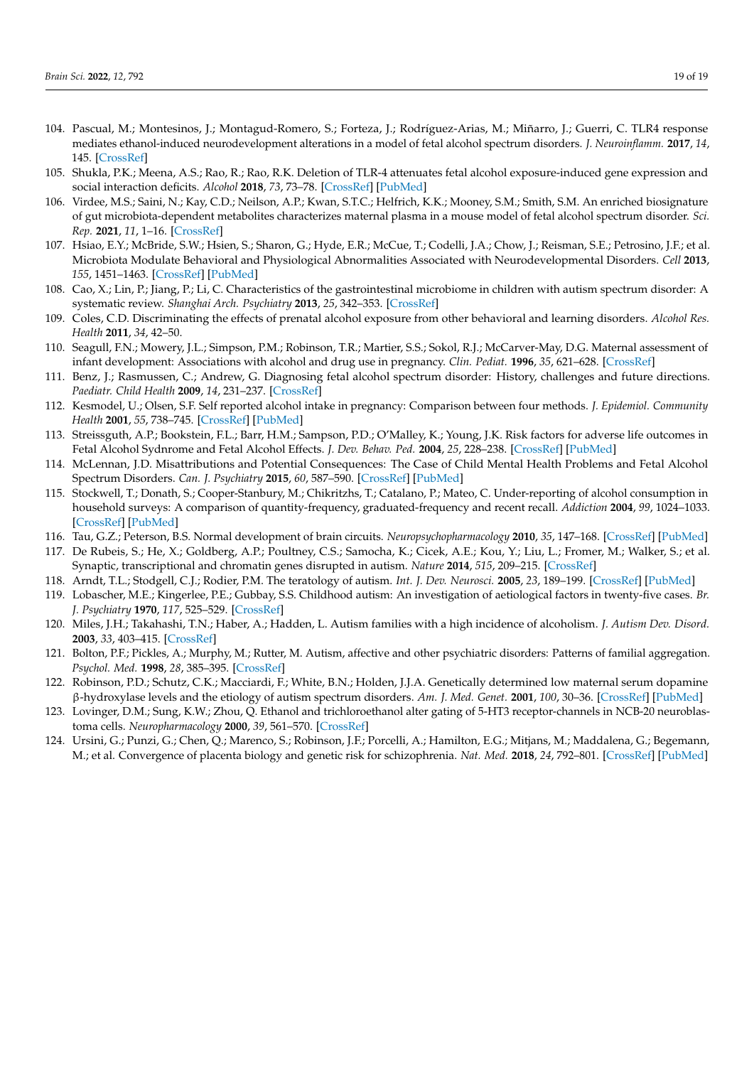104. Pascual, M.; Montesinos, J.; Montagud-Romero, S.; Forteza, J.; Rodríguez-Arias, M.; Miñarro, J.; Guerri, C. TLR4 response mediates ethanol-induced neurodevelopment alterations in a model of fetal alcohol spectrum disorders. *J. Neuroinflamm.* **2017**, *14*, 145. [CrossRef]
105. Shukla, P.K.; Meena, A.S.; Rao, R.; Rao, R.K. Deletion of TLR-4 attenuates fetal alcohol exposure-induced gene expression and social interaction deficits. *Alcohol* **2018**, *73*, 73–78. [CrossRef] [PubMed]
106. Virdee, M.S.; Saini, N.; Kay, C.D.; Neilson, A.P.; Kwan, S.T.C.; Helfrich, K.K.; Mooney, S.M.; Smith, S.M. An enriched biosignature of gut microbiota-dependent metabolites characterizes maternal plasma in a mouse model of fetal alcohol spectrum disorder. *Sci. Rep.* **2021**, *11*, 1–16. [CrossRef]
107. Hsiao, E.Y.; McBride, S.W.; Hsien, S.; Sharon, G.; Hyde, E.R.; McCue, T.; Codelli, J.A.; Chow, J.; Reisman, S.E.; Petrosino, J.F.; et al. Microbiota Modulate Behavioral and Physiological Abnormalities Associated with Neurodevelopmental Disorders. *Cell* **2013**, *155*, 1451–1463. [CrossRef] [PubMed]
108. Cao, X.; Lin, P.; Jiang, P.; Li, C. Characteristics of the gastrointestinal microbiome in children with autism spectrum disorder: A systematic review. *Shanghai Arch. Psychiatry* **2013**, *25*, 342–353. [CrossRef]
109. Coles, C.D. Discriminating the effects of prenatal alcohol exposure from other behavioral and learning disorders. *Alcohol Res. Health* **2011**, *34*, 42–50.
110. Seagull, F.N.; Mowery, J.L.; Simpson, P.M.; Robinson, T.R.; Martier, S.S.; Sokol, R.J.; McCarver-May, D.G. Maternal assessment of infant development: Associations with alcohol and drug use in pregnancy. *Clin. Pediat.* **1996**, *35*, 621–628. [CrossRef]
111. Benz, J.; Rasmussen, C.; Andrew, G. Diagnosing fetal alcohol spectrum disorder: History, challenges and future directions. *Paediatr. Child Health* **2009**, *14*, 231–237. [CrossRef]
112. Kesmodel, U.; Olsen, S.F. Self reported alcohol intake in pregnancy: Comparison between four methods. *J. Epidemiol. Community Health* **2001**, *55*, 738–745. [CrossRef] [PubMed]
113. Streissguth, A.P.; Bookstein, F.L.; Barr, H.M.; Sampson, P.D.; O'Malley, K.; Young, J.K. Risk factors for adverse life outcomes in Fetal Alcohol Sydnrome and Fetal Alcohol Effects. *J. Dev. Behav. Ped.* **2004**, *25*, 228–238. [CrossRef] [PubMed]
114. McLennan, J.D. Misattributions and Potential Consequences: The Case of Child Mental Health Problems and Fetal Alcohol Spectrum Disorders. *Can. J. Psychiatry* **2015**, *60*, 587–590. [CrossRef] [PubMed]
115. Stockwell, T.; Donath, S.; Cooper-Stanbury, M.; Chikritzhs, T.; Catalano, P.; Mateo, C. Under-reporting of alcohol consumption in household surveys: A comparison of quantity-frequency, graduated-frequency and recent recall. *Addiction* **2004**, *99*, 1024–1033. [CrossRef] [PubMed]
116. Tau, G.Z.; Peterson, B.S. Normal development of brain circuits. *Neuropsychopharmacology* **2010**, *35*, 147–168. [CrossRef] [PubMed]
117. De Rubeis, S.; He, X.; Goldberg, A.P.; Poultney, C.S.; Samocha, K.; Cicek, A.E.; Kou, Y.; Liu, L.; Fromer, M.; Walker, S.; et al. Synaptic, transcriptional and chromatin genes disrupted in autism. *Nature* **2014**, *515*, 209–215. [CrossRef]
118. Arndt, T.L.; Stodgell, C.J.; Rodier, P.M. The teratology of autism. *Int. J. Dev. Neurosci.* **2005**, *23*, 189–199. [CrossRef] [PubMed]
119. Lobascher, M.E.; Kingerlee, P.E.; Gubbay, S.S. Childhood autism: An investigation of aetiological factors in twenty-five cases. *Br. J. Psychiatry* **1970**, *117*, 525–529. [CrossRef]
120. Miles, J.H.; Takahashi, T.N.; Haber, A.; Hadden, L. Autism families with a high incidence of alcoholism. *J. Autism Dev. Disord.* **2003**, *33*, 403–415. [CrossRef]
121. Bolton, P.F.; Pickles, A.; Murphy, M.; Rutter, M. Autism, affective and other psychiatric disorders: Patterns of familial aggregation. *Psychol. Med.* **1998**, *28*, 385–395. [CrossRef]
122. Robinson, P.D.; Schutz, C.K.; Macciardi, F.; White, B.N.; Holden, J.J.A. Genetically determined low maternal serum dopamine β-hydroxylase levels and the etiology of autism spectrum disorders. *Am. J. Med. Genet.* **2001**, *100*, 30–36. [CrossRef] [PubMed]
123. Lovinger, D.M.; Sung, K.W.; Zhou, Q. Ethanol and trichloroethanol alter gating of 5-HT3 receptor-channels in NCB-20 neuroblastoma cells. *Neuropharmacology* **2000**, *39*, 561–570. [CrossRef]
124. Ursini, G.; Punzi, G.; Chen, Q.; Marenco, S.; Robinson, J.F.; Porcelli, A.; Hamilton, E.G.; Mitjans, M.; Maddalena, G.; Begemann, M.; et al. Convergence of placenta biology and genetic risk for schizophrenia. *Nat. Med.* **2018**, *24*, 792–801. [CrossRef] [PubMed]